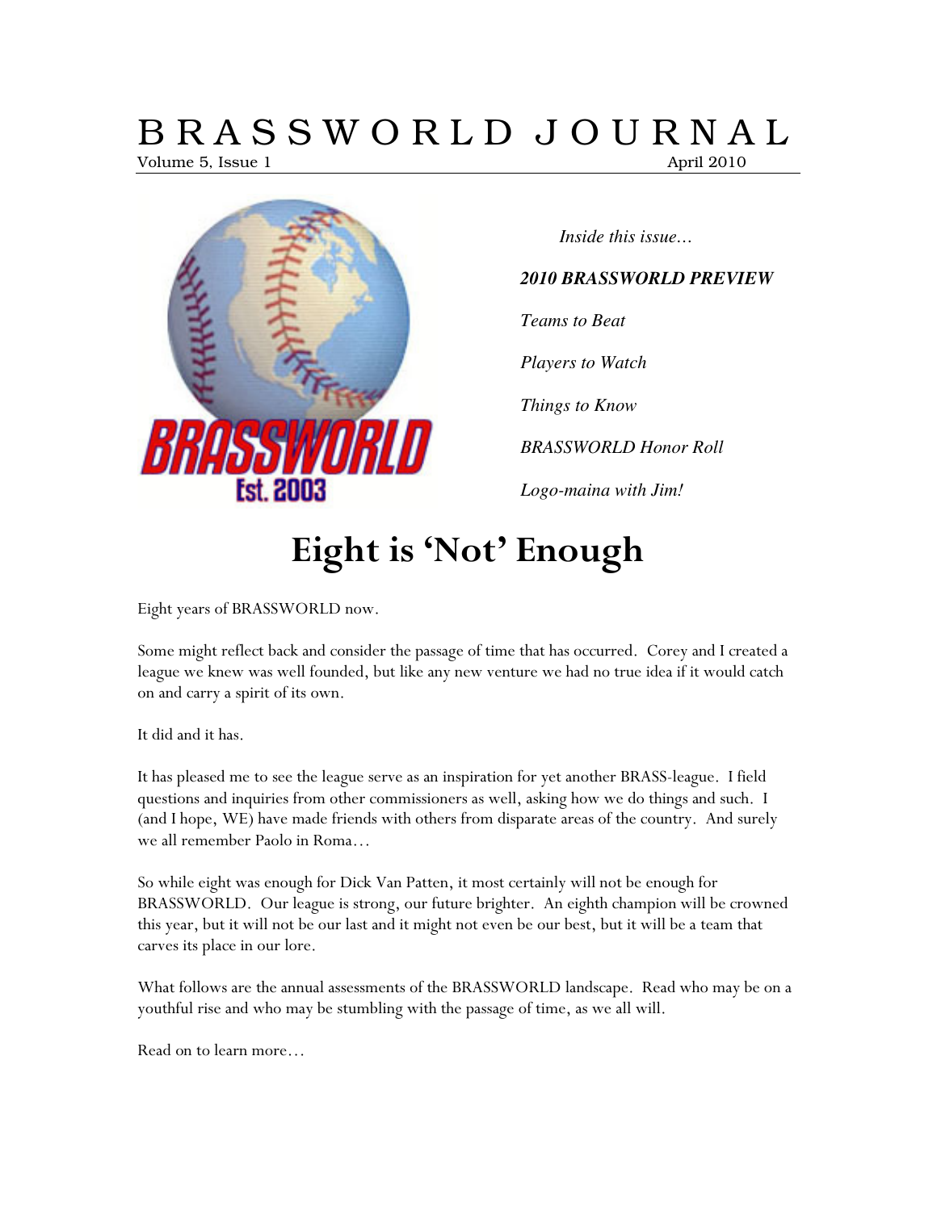# BRASSWORLD JOURNAL

Volume 5, Issue 1 April 2010

*Inside this issue…*

***2010 BRASSWORLD PREVIEW***

*Teams to Beat*

*Players to Watch*

*Things to Know*

*BRASSWORLD Honor Roll*

*Logo-maina with Jim!*

## Eight is 'Not' Enough

Eight years of BRASSWORLD now.

Some might reflect back and consider the passage of time that has occurred. Corey and I created a league we knew was well founded, but like any new venture we had no true idea if it would catch on and carry a spirit of its own.

It did and it has.

It has pleased me to see the league serve as an inspiration for yet another BRASS-league. I field questions and inquiries from other commissioners as well, asking how we do things and such. I (and I hope, WE) have made friends with others from disparate areas of the country. And surely we all remember Paolo in Roma…

So while eight was enough for Dick Van Patten, it most certainly will not be enough for BRASSWORLD. Our league is strong, our future brighter. An eighth champion will be crowned this year, but it will not be our last and it might not even be our best, but it will be a team that carves its place in our lore.

What follows are the annual assessments of the BRASSWORLD landscape. Read who may be on a youthful rise and who may be stumbling with the passage of time, as we all will.

Read on to learn more…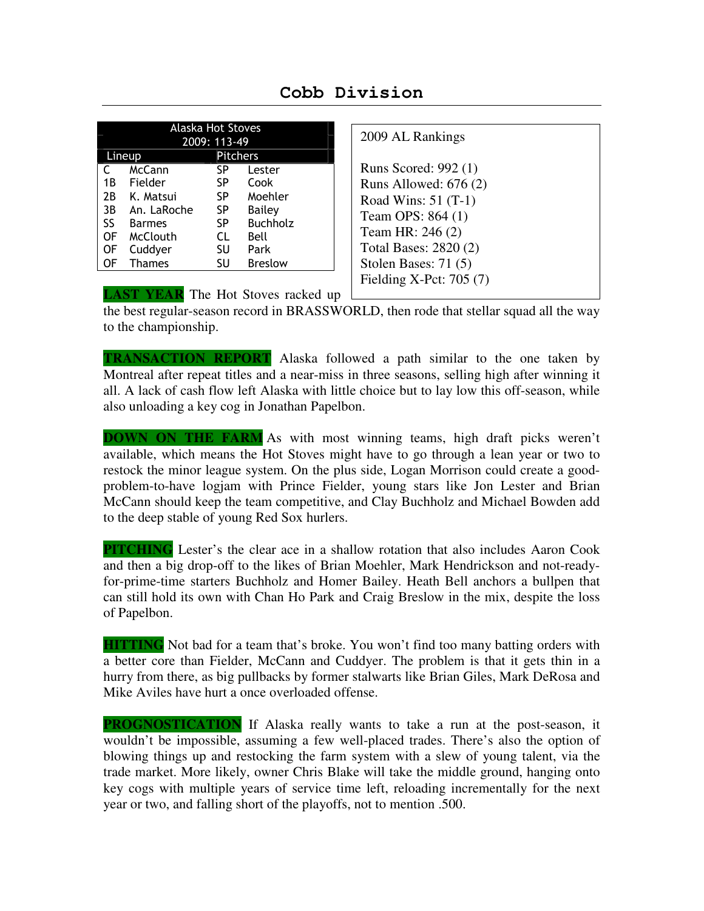# Cobb Division

| Alaska Hot Stoves 2009: 113-49 | | | |
|---|---|---|---|
| **Lineup** | | **Pitchers** | |
| C | McCann | SP | Lester |
| 1B | Fielder | SP | Cook |
| 2B | K. Matsui | SP | Moehler |
| 3B | An. LaRoche | SP | Bailey |
| SS | Barmes | SP | Buchholz |
| OF | McClouth | CL | Bell |
| OF | Cuddyer | SU | Park |
| OF | Thames | SU | Breslow |

2009 AL Rankings

Runs Scored: 992 (1)
Runs Allowed: 676 (2)
Road Wins: 51 (T-1)
Team OPS: 864 (1)
Team HR: 246 (2)
Total Bases: 2820 (2)
Stolen Bases: 71 (5)
Fielding X-Pct: 705 (7)

**LAST YEAR** The Hot Stoves racked up the best regular-season record in BRASSWORLD, then rode that stellar squad all the way to the championship.

**TRANSACTION REPORT** Alaska followed a path similar to the one taken by Montreal after repeat titles and a near-miss in three seasons, selling high after winning it all. A lack of cash flow left Alaska with little choice but to lay low this off-season, while also unloading a key cog in Jonathan Papelbon.

**DOWN ON THE FARM** As with most winning teams, high draft picks weren't available, which means the Hot Stoves might have to go through a lean year or two to restock the minor league system. On the plus side, Logan Morrison could create a good-problem-to-have logjam with Prince Fielder, young stars like Jon Lester and Brian McCann should keep the team competitive, and Clay Buchholz and Michael Bowden add to the deep stable of young Red Sox hurlers.

**PITCHING** Lester's the clear ace in a shallow rotation that also includes Aaron Cook and then a big drop-off to the likes of Brian Moehler, Mark Hendrickson and not-ready-for-prime-time starters Buchholz and Homer Bailey. Heath Bell anchors a bullpen that can still hold its own with Chan Ho Park and Craig Breslow in the mix, despite the loss of Papelbon.

**HITTING** Not bad for a team that's broke. You won't find too many batting orders with a better core than Fielder, McCann and Cuddyer. The problem is that it gets thin in a hurry from there, as big pullbacks by former stalwarts like Brian Giles, Mark DeRosa and Mike Aviles have hurt a once overloaded offense.

**PROGNOSTICATION** If Alaska really wants to take a run at the post-season, it wouldn't be impossible, assuming a few well-placed trades. There's also the option of blowing things up and restocking the farm system with a slew of young talent, via the trade market. More likely, owner Chris Blake will take the middle ground, hanging onto key cogs with multiple years of service time left, reloading incrementally for the next year or two, and falling short of the playoffs, not to mention .500.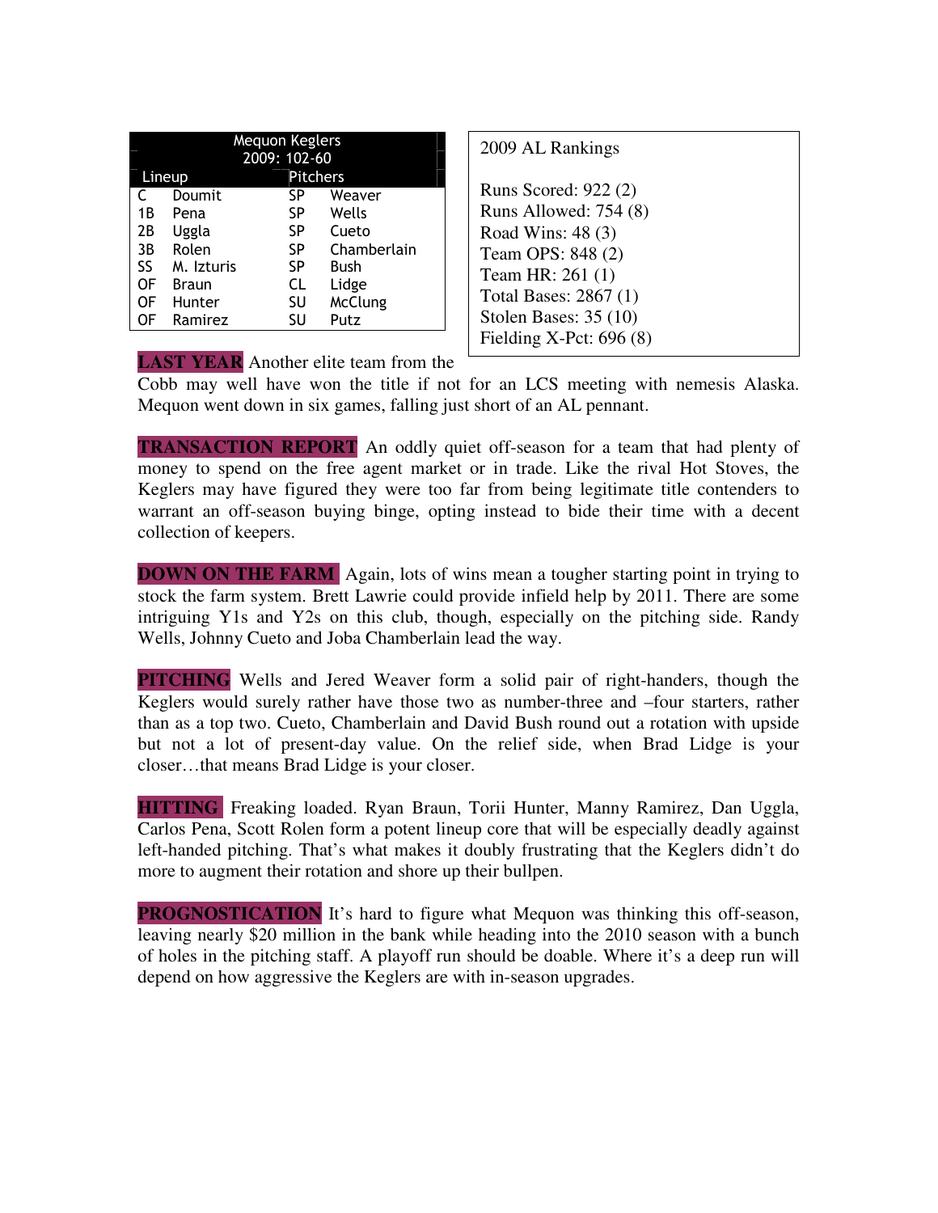| Mequon Keglers<br>2009: 102-60 | | | |
|---|---|---|---|
| **Lineup** | | **Pitchers** | |
| C | Doumit | SP | Weaver |
| 1B | Pena | SP | Wells |
| 2B | Uggla | SP | Cueto |
| 3B | Rolen | SP | Chamberlain |
| SS | M. Izturis | SP | Bush |
| OF | Braun | CL | Lidge |
| OF | Hunter | SU | McClung |
| OF | Ramirez | SU | Putz |

2009 AL Rankings

Runs Scored: 922 (2)
Runs Allowed: 754 (8)
Road Wins: 48 (3)
Team OPS: 848 (2)
Team HR: 261 (1)
Total Bases: 2867 (1)
Stolen Bases: 35 (10)
Fielding X-Pct: 696 (8)

**LAST YEAR** Another elite team from the Cobb may well have won the title if not for an LCS meeting with nemesis Alaska. Mequon went down in six games, falling just short of an AL pennant.

**TRANSACTION REPORT** An oddly quiet off-season for a team that had plenty of money to spend on the free agent market or in trade. Like the rival Hot Stoves, the Keglers may have figured they were too far from being legitimate title contenders to warrant an off-season buying binge, opting instead to bide their time with a decent collection of keepers.

**DOWN ON THE FARM** Again, lots of wins mean a tougher starting point in trying to stock the farm system. Brett Lawrie could provide infield help by 2011. There are some intriguing Y1s and Y2s on this club, though, especially on the pitching side. Randy Wells, Johnny Cueto and Joba Chamberlain lead the way.

**PITCHING** Wells and Jered Weaver form a solid pair of right-handers, though the Keglers would surely rather have those two as number-three and –four starters, rather than as a top two. Cueto, Chamberlain and David Bush round out a rotation with upside but not a lot of present-day value. On the relief side, when Brad Lidge is your closer…that means Brad Lidge is your closer.

**HITTING** Freaking loaded. Ryan Braun, Torii Hunter, Manny Ramirez, Dan Uggla, Carlos Pena, Scott Rolen form a potent lineup core that will be especially deadly against left-handed pitching. That's what makes it doubly frustrating that the Keglers didn't do more to augment their rotation and shore up their bullpen.

**PROGNOSTICATION** It's hard to figure what Mequon was thinking this off-season, leaving nearly $20 million in the bank while heading into the 2010 season with a bunch of holes in the pitching staff. A playoff run should be doable. Where it's a deep run will depend on how aggressive the Keglers are with in-season upgrades.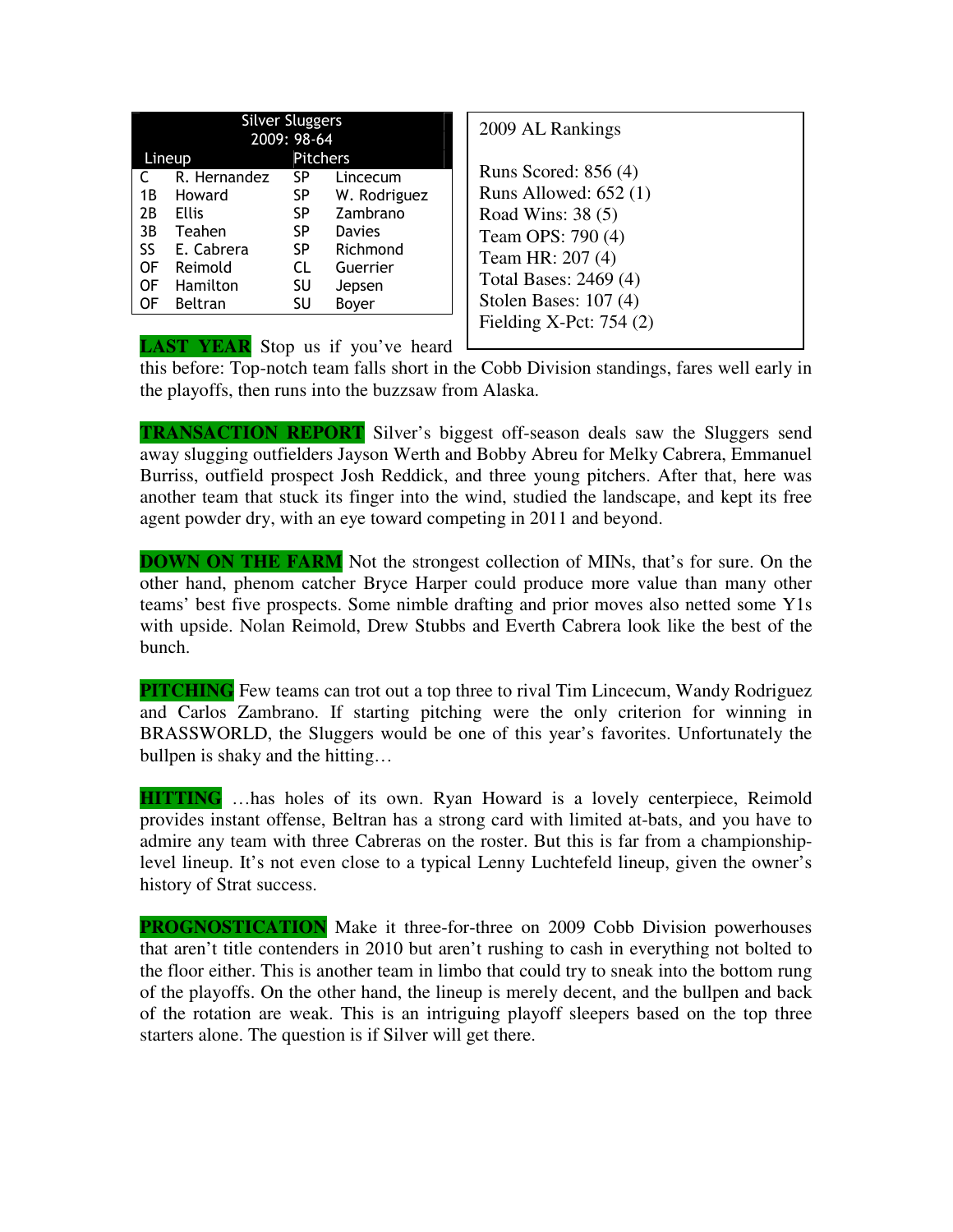| Silver Sluggers 2009: 98-64 | | | |
|---|---|---|---|
| Lineup | | Pitchers | |
| C | R. Hernandez | SP | Lincecum |
| 1B | Howard | SP | W. Rodriguez |
| 2B | Ellis | SP | Zambrano |
| 3B | Teahen | SP | Davies |
| SS | E. Cabrera | SP | Richmond |
| OF | Reimold | CL | Guerrier |
| OF | Hamilton | SU | Jepsen |
| OF | Beltran | SU | Boyer |

2009 AL Rankings

Runs Scored: 856 (4)
Runs Allowed: 652 (1)
Road Wins: 38 (5)
Team OPS: 790 (4)
Team HR: 207 (4)
Total Bases: 2469 (4)
Stolen Bases: 107 (4)
Fielding X-Pct: 754 (2)

**LAST YEAR** Stop us if you've heard this before: Top-notch team falls short in the Cobb Division standings, fares well early in the playoffs, then runs into the buzzsaw from Alaska.

**TRANSACTION REPORT** Silver's biggest off-season deals saw the Sluggers send away slugging outfielders Jayson Werth and Bobby Abreu for Melky Cabrera, Emmanuel Burriss, outfield prospect Josh Reddick, and three young pitchers. After that, here was another team that stuck its finger into the wind, studied the landscape, and kept its free agent powder dry, with an eye toward competing in 2011 and beyond.

**DOWN ON THE FARM** Not the strongest collection of MINs, that's for sure. On the other hand, phenom catcher Bryce Harper could produce more value than many other teams' best five prospects. Some nimble drafting and prior moves also netted some Y1s with upside. Nolan Reimold, Drew Stubbs and Everth Cabrera look like the best of the bunch.

**PITCHING** Few teams can trot out a top three to rival Tim Lincecum, Wandy Rodriguez and Carlos Zambrano. If starting pitching were the only criterion for winning in BRASSWORLD, the Sluggers would be one of this year's favorites. Unfortunately the bullpen is shaky and the hitting…

**HITTING** …has holes of its own. Ryan Howard is a lovely centerpiece, Reimold provides instant offense, Beltran has a strong card with limited at-bats, and you have to admire any team with three Cabreras on the roster. But this is far from a championship-level lineup. It's not even close to a typical Lenny Luchtefeld lineup, given the owner's history of Strat success.

**PROGNOSTICATION** Make it three-for-three on 2009 Cobb Division powerhouses that aren't title contenders in 2010 but aren't rushing to cash in everything not bolted to the floor either. This is another team in limbo that could try to sneak into the bottom rung of the playoffs. On the other hand, the lineup is merely decent, and the bullpen and back of the rotation are weak. This is an intriguing playoff sleepers based on the top three starters alone. The question is if Silver will get there.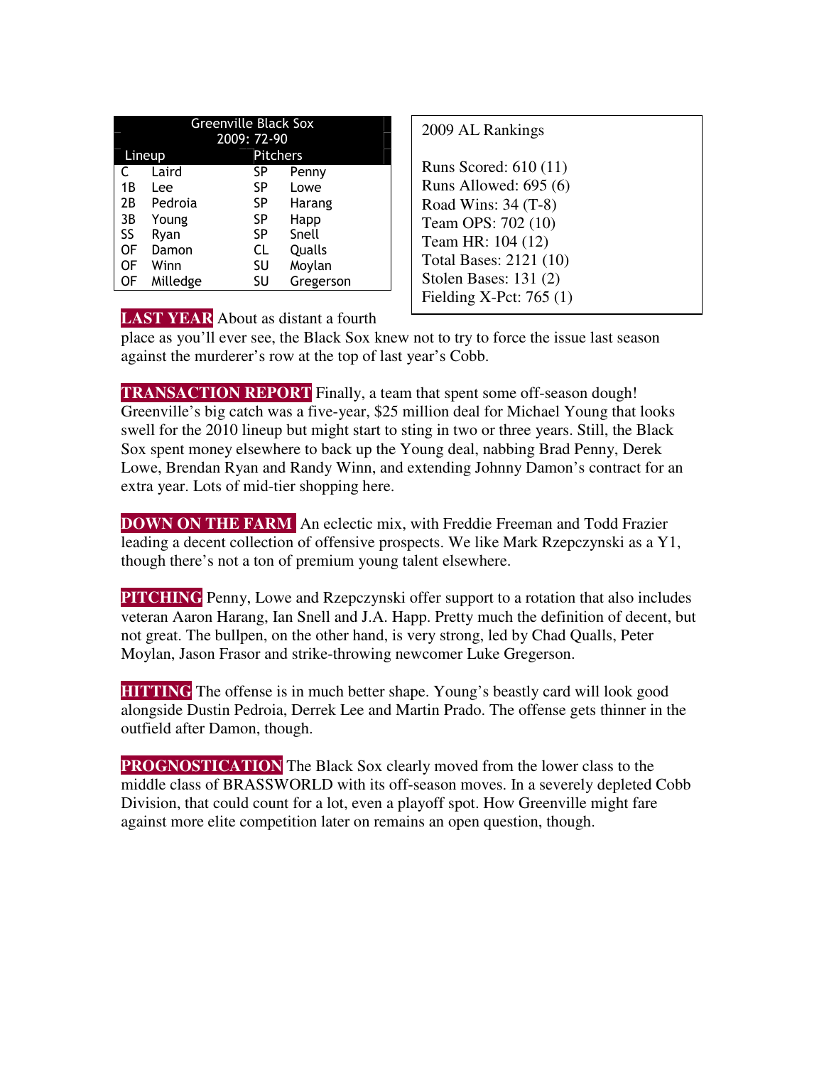| Greenville Black Sox | | | |
|---|---|---|---|
| 2009: 72-90 | | | |
| Lineup | | Pitchers | |
| C | Laird | SP | Penny |
| 1B | Lee | SP | Lowe |
| 2B | Pedroia | SP | Harang |
| 3B | Young | SP | Happ |
| SS | Ryan | SP | Snell |
| OF | Damon | CL | Qualls |
| OF | Winn | SU | Moylan |
| OF | Milledge | SU | Gregerson |

2009 AL Rankings

Runs Scored: 610 (11)
Runs Allowed: 695 (6)
Road Wins: 34 (T-8)
Team OPS: 702 (10)
Team HR: 104 (12)
Total Bases: 2121 (10)
Stolen Bases: 131 (2)
Fielding X-Pct: 765 (1)

**LAST YEAR** About as distant a fourth place as you'll ever see, the Black Sox knew not to try to force the issue last season against the murderer's row at the top of last year's Cobb.

**TRANSACTION REPORT** Finally, a team that spent some off-season dough! Greenville's big catch was a five-year, $25 million deal for Michael Young that looks swell for the 2010 lineup but might start to sting in two or three years. Still, the Black Sox spent money elsewhere to back up the Young deal, nabbing Brad Penny, Derek Lowe, Brendan Ryan and Randy Winn, and extending Johnny Damon's contract for an extra year. Lots of mid-tier shopping here.

**DOWN ON THE FARM** An eclectic mix, with Freddie Freeman and Todd Frazier leading a decent collection of offensive prospects. We like Mark Rzepczynski as a Y1, though there's not a ton of premium young talent elsewhere.

**PITCHING** Penny, Lowe and Rzepczynski offer support to a rotation that also includes veteran Aaron Harang, Ian Snell and J.A. Happ. Pretty much the definition of decent, but not great. The bullpen, on the other hand, is very strong, led by Chad Qualls, Peter Moylan, Jason Frasor and strike-throwing newcomer Luke Gregerson.

**HITTING** The offense is in much better shape. Young's beastly card will look good alongside Dustin Pedroia, Derrek Lee and Martin Prado. The offense gets thinner in the outfield after Damon, though.

**PROGNOSTICATION** The Black Sox clearly moved from the lower class to the middle class of BRASSWORLD with its off-season moves. In a severely depleted Cobb Division, that could count for a lot, even a playoff spot. How Greenville might fare against more elite competition later on remains an open question, though.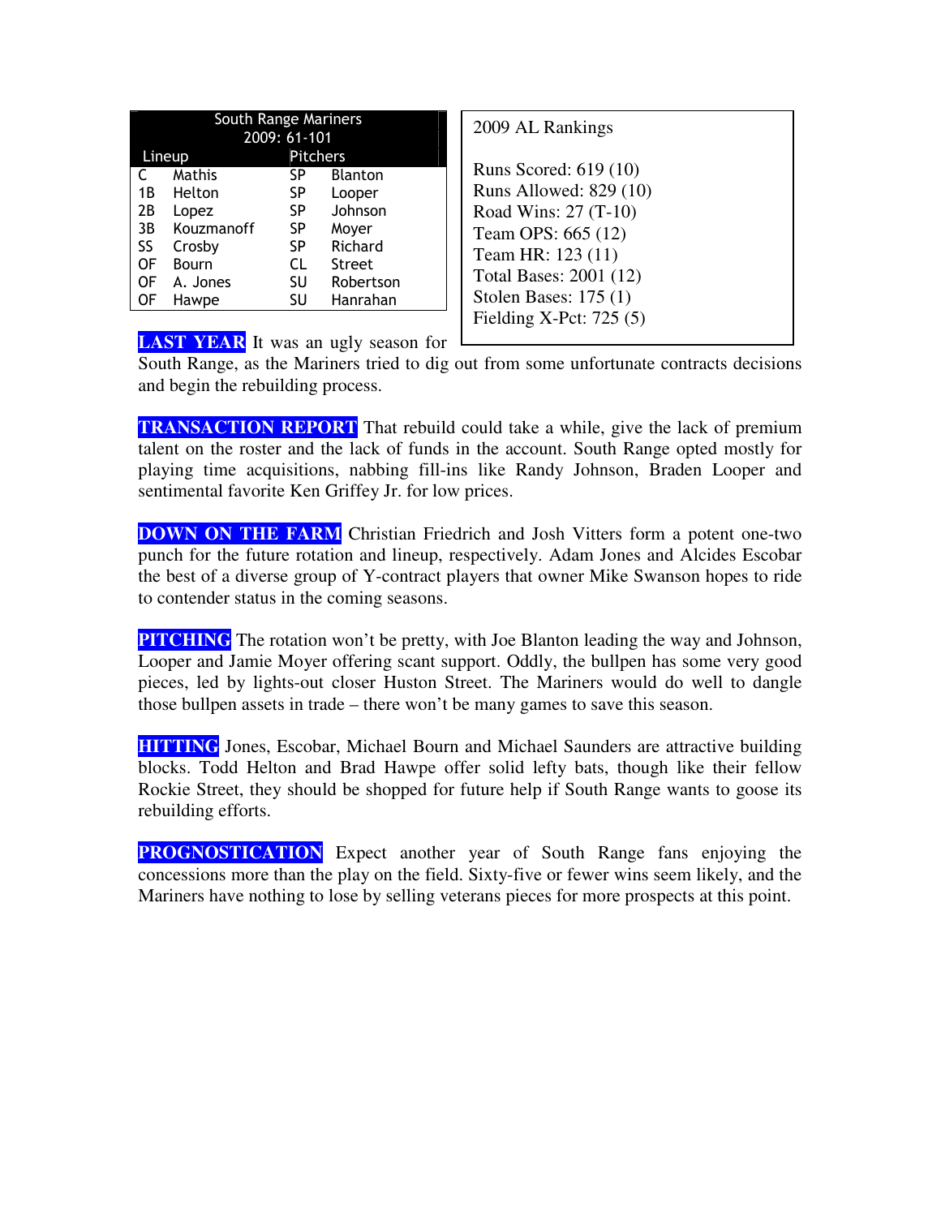| South Range Mariners 2009: 61-101 | | | |
|---|---|---|---|
| Lineup | | Pitchers | |
| C | Mathis | SP | Blanton |
| 1B | Helton | SP | Looper |
| 2B | Lopez | SP | Johnson |
| 3B | Kouzmanoff | SP | Moyer |
| SS | Crosby | SP | Richard |
| OF | Bourn | CL | Street |
| OF | A. Jones | SU | Robertson |
| OF | Hawpe | SU | Hanrahan |

2009 AL Rankings

Runs Scored: 619 (10)
Runs Allowed: 829 (10)
Road Wins: 27 (T-10)
Team OPS: 665 (12)
Team HR: 123 (11)
Total Bases: 2001 (12)
Stolen Bases: 175 (1)
Fielding X-Pct: 725 (5)

**LAST YEAR** It was an ugly season for South Range, as the Mariners tried to dig out from some unfortunate contracts decisions and begin the rebuilding process.

**TRANSACTION REPORT** That rebuild could take a while, give the lack of premium talent on the roster and the lack of funds in the account. South Range opted mostly for playing time acquisitions, nabbing fill-ins like Randy Johnson, Braden Looper and sentimental favorite Ken Griffey Jr. for low prices.

**DOWN ON THE FARM** Christian Friedrich and Josh Vitters form a potent one-two punch for the future rotation and lineup, respectively. Adam Jones and Alcides Escobar the best of a diverse group of Y-contract players that owner Mike Swanson hopes to ride to contender status in the coming seasons.

**PITCHING** The rotation won't be pretty, with Joe Blanton leading the way and Johnson, Looper and Jamie Moyer offering scant support. Oddly, the bullpen has some very good pieces, led by lights-out closer Huston Street. The Mariners would do well to dangle those bullpen assets in trade – there won't be many games to save this season.

**HITTING** Jones, Escobar, Michael Bourn and Michael Saunders are attractive building blocks. Todd Helton and Brad Hawpe offer solid lefty bats, though like their fellow Rockie Street, they should be shopped for future help if South Range wants to goose its rebuilding efforts.

**PROGNOSTICATION** Expect another year of South Range fans enjoying the concessions more than the play on the field. Sixty-five or fewer wins seem likely, and the Mariners have nothing to lose by selling veterans pieces for more prospects at this point.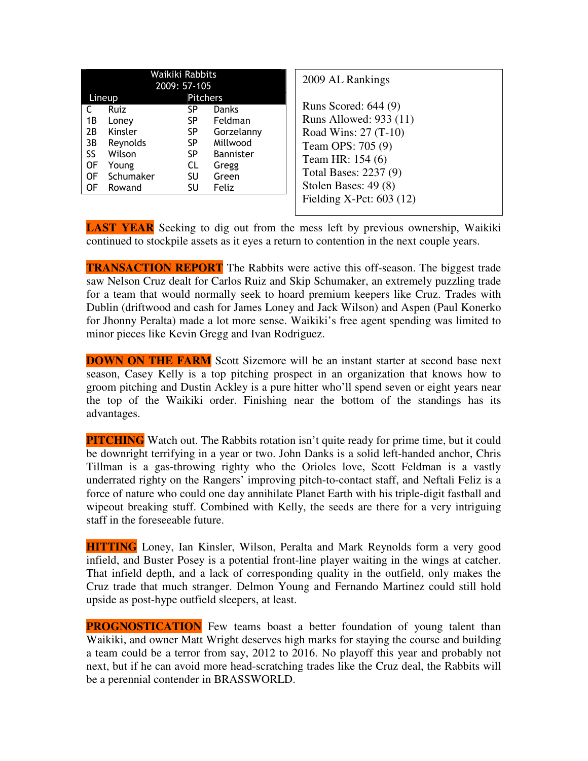| Waikiki Rabbits 2009: 57-105 | | | |
|---|---|---|---|
| Lineup | | Pitchers | |
| C | Ruiz | SP | Danks |
| 1B | Loney | SP | Feldman |
| 2B | Kinsler | SP | Gorzelanny |
| 3B | Reynolds | SP | Millwood |
| SS | Wilson | SP | Bannister |
| OF | Young | CL | Gregg |
| OF | Schumaker | SU | Green |
| OF | Rowand | SU | Feliz |

2009 AL Rankings

Runs Scored: 644 (9)
Runs Allowed: 933 (11)
Road Wins: 27 (T-10)
Team OPS: 705 (9)
Team HR: 154 (6)
Total Bases: 2237 (9)
Stolen Bases: 49 (8)
Fielding X-Pct: 603 (12)

**LAST YEAR** Seeking to dig out from the mess left by previous ownership, Waikiki continued to stockpile assets as it eyes a return to contention in the next couple years.

**TRANSACTION REPORT** The Rabbits were active this off-season. The biggest trade saw Nelson Cruz dealt for Carlos Ruiz and Skip Schumaker, an extremely puzzling trade for a team that would normally seek to hoard premium keepers like Cruz. Trades with Dublin (driftwood and cash for James Loney and Jack Wilson) and Aspen (Paul Konerko for Jhonny Peralta) made a lot more sense. Waikiki's free agent spending was limited to minor pieces like Kevin Gregg and Ivan Rodriguez.

**DOWN ON THE FARM** Scott Sizemore will be an instant starter at second base next season, Casey Kelly is a top pitching prospect in an organization that knows how to groom pitching and Dustin Ackley is a pure hitter who'll spend seven or eight years near the top of the Waikiki order. Finishing near the bottom of the standings has its advantages.

**PITCHING** Watch out. The Rabbits rotation isn't quite ready for prime time, but it could be downright terrifying in a year or two. John Danks is a solid left-handed anchor, Chris Tillman is a gas-throwing righty who the Orioles love, Scott Feldman is a vastly underrated righty on the Rangers' improving pitch-to-contact staff, and Neftali Feliz is a force of nature who could one day annihilate Planet Earth with his triple-digit fastball and wipeout breaking stuff. Combined with Kelly, the seeds are there for a very intriguing staff in the foreseeable future.

**HITTING** Loney, Ian Kinsler, Wilson, Peralta and Mark Reynolds form a very good infield, and Buster Posey is a potential front-line player waiting in the wings at catcher. That infield depth, and a lack of corresponding quality in the outfield, only makes the Cruz trade that much stranger. Delmon Young and Fernando Martinez could still hold upside as post-hype outfield sleepers, at least.

**PROGNOSTICATION** Few teams boast a better foundation of young talent than Waikiki, and owner Matt Wright deserves high marks for staying the course and building a team could be a terror from say, 2012 to 2016. No playoff this year and probably not next, but if he can avoid more head-scratching trades like the Cruz deal, the Rabbits will be a perennial contender in BRASSWORLD.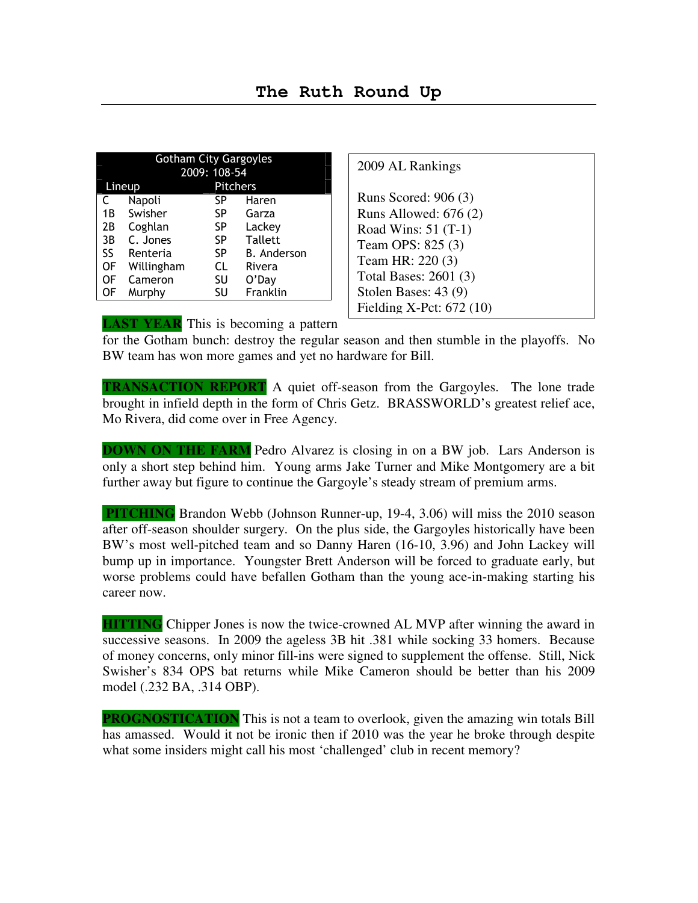# The Ruth Round Up

| Gotham City Gargoyles 2009: 108-54 | | | |
|---|---|---|---|
| Lineup | | Pitchers | |
| C | Napoli | SP | Haren |
| 1B | Swisher | SP | Garza |
| 2B | Coghlan | SP | Lackey |
| 3B | C. Jones | SP | Tallett |
| SS | Renteria | SP | B. Anderson |
| OF | Willingham | CL | Rivera |
| OF | Cameron | SU | O'Day |
| OF | Murphy | SU | Franklin |

2009 AL Rankings

Runs Scored: 906 (3)
Runs Allowed: 676 (2)
Road Wins: 51 (T-1)
Team OPS: 825 (3)
Team HR: 220 (3)
Total Bases: 2601 (3)
Stolen Bases: 43 (9)
Fielding X-Pct: 672 (10)

**LAST YEAR** This is becoming a pattern for the Gotham bunch: destroy the regular season and then stumble in the playoffs. No BW team has won more games and yet no hardware for Bill.

**TRANSACTION REPORT** A quiet off-season from the Gargoyles. The lone trade brought in infield depth in the form of Chris Getz. BRASSWORLD's greatest relief ace, Mo Rivera, did come over in Free Agency.

**DOWN ON THE FARM** Pedro Alvarez is closing in on a BW job. Lars Anderson is only a short step behind him. Young arms Jake Turner and Mike Montgomery are a bit further away but figure to continue the Gargoyle's steady stream of premium arms.

**PITCHING** Brandon Webb (Johnson Runner-up, 19-4, 3.06) will miss the 2010 season after off-season shoulder surgery. On the plus side, the Gargoyles historically have been BW's most well-pitched team and so Danny Haren (16-10, 3.96) and John Lackey will bump up in importance. Youngster Brett Anderson will be forced to graduate early, but worse problems could have befallen Gotham than the young ace-in-making starting his career now.

**HITTING** Chipper Jones is now the twice-crowned AL MVP after winning the award in successive seasons. In 2009 the ageless 3B hit .381 while socking 33 homers. Because of money concerns, only minor fill-ins were signed to supplement the offense. Still, Nick Swisher's 834 OPS bat returns while Mike Cameron should be better than his 2009 model (.232 BA, .314 OBP).

**PROGNOSTICATION** This is not a team to overlook, given the amazing win totals Bill has amassed. Would it not be ironic then if 2010 was the year he broke through despite what some insiders might call his most 'challenged' club in recent memory?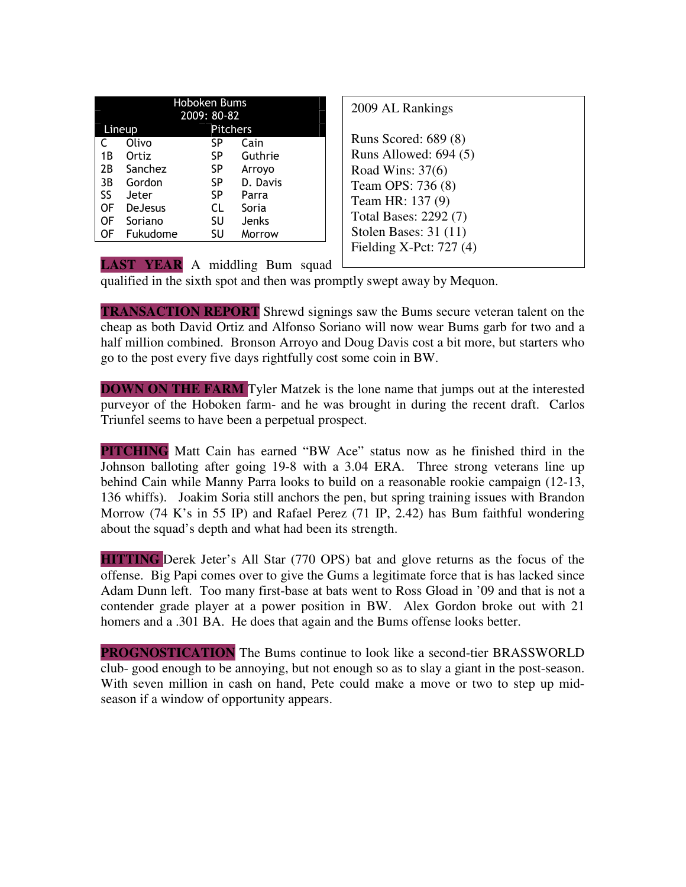| Hoboken Bums 2009: 80-82 | | | |
|---|---|---|---|
| Lineup | | Pitchers | |
| C | Olivo | SP | Cain |
| 1B | Ortiz | SP | Guthrie |
| 2B | Sanchez | SP | Arroyo |
| 3B | Gordon | SP | D. Davis |
| SS | Jeter | SP | Parra |
| OF | DeJesus | CL | Soria |
| OF | Soriano | SU | Jenks |
| OF | Fukudome | SU | Morrow |

2009 AL Rankings

Runs Scored: 689 (8)
Runs Allowed: 694 (5)
Road Wins: 37(6)
Team OPS: 736 (8)
Team HR: 137 (9)
Total Bases: 2292 (7)
Stolen Bases: 31 (11)
Fielding X-Pct: 727 (4)

**LAST YEAR** A middling Bum squad qualified in the sixth spot and then was promptly swept away by Mequon.

**TRANSACTION REPORT** Shrewd signings saw the Bums secure veteran talent on the cheap as both David Ortiz and Alfonso Soriano will now wear Bums garb for two and a half million combined. Bronson Arroyo and Doug Davis cost a bit more, but starters who go to the post every five days rightfully cost some coin in BW.

**DOWN ON THE FARM** Tyler Matzek is the lone name that jumps out at the interested purveyor of the Hoboken farm- and he was brought in during the recent draft. Carlos Triunfel seems to have been a perpetual prospect.

**PITCHING** Matt Cain has earned "BW Ace" status now as he finished third in the Johnson balloting after going 19-8 with a 3.04 ERA. Three strong veterans line up behind Cain while Manny Parra looks to build on a reasonable rookie campaign (12-13, 136 whiffs). Joakim Soria still anchors the pen, but spring training issues with Brandon Morrow (74 K's in 55 IP) and Rafael Perez (71 IP, 2.42) has Bum faithful wondering about the squad's depth and what had been its strength.

**HITTING** Derek Jeter's All Star (770 OPS) bat and glove returns as the focus of the offense. Big Papi comes over to give the Gums a legitimate force that is has lacked since Adam Dunn left. Too many first-base at bats went to Ross Gload in '09 and that is not a contender grade player at a power position in BW. Alex Gordon broke out with 21 homers and a .301 BA. He does that again and the Bums offense looks better.

**PROGNOSTICATION** The Bums continue to look like a second-tier BRASSWORLD club- good enough to be annoying, but not enough so as to slay a giant in the post-season. With seven million in cash on hand, Pete could make a move or two to step up mid-season if a window of opportunity appears.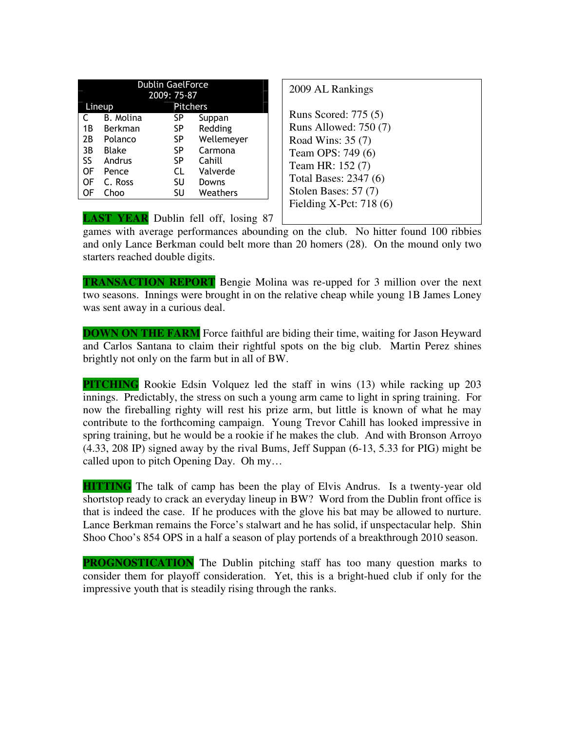| Dublin GaelForce 2009: 75-87 | | | |
|---|---|---|---|
| Lineup | | Pitchers | |
| C | B. Molina | SP | Suppan |
| 1B | Berkman | SP | Redding |
| 2B | Polanco | SP | Wellemeyer |
| 3B | Blake | SP | Carmona |
| SS | Andrus | SP | Cahill |
| OF | Pence | CL | Valverde |
| OF | C. Ross | SU | Downs |
| OF | Choo | SU | Weathers |

2009 AL Rankings

Runs Scored: 775 (5)
Runs Allowed: 750 (7)
Road Wins: 35 (7)
Team OPS: 749 (6)
Team HR: 152 (7)
Total Bases: 2347 (6)
Stolen Bases: 57 (7)
Fielding X-Pct: 718 (6)

**LAST YEAR** Dublin fell off, losing 87 games with average performances abounding on the club. No hitter found 100 ribbies and only Lance Berkman could belt more than 20 homers (28). On the mound only two starters reached double digits.

**TRANSACTION REPORT** Bengie Molina was re-upped for 3 million over the next two seasons. Innings were brought in on the relative cheap while young 1B James Loney was sent away in a curious deal.

**DOWN ON THE FARM** Force faithful are biding their time, waiting for Jason Heyward and Carlos Santana to claim their rightful spots on the big club. Martin Perez shines brightly not only on the farm but in all of BW.

**PITCHING** Rookie Edsin Volquez led the staff in wins (13) while racking up 203 innings. Predictably, the stress on such a young arm came to light in spring training. For now the fireballing righty will rest his prize arm, but little is known of what he may contribute to the forthcoming campaign. Young Trevor Cahill has looked impressive in spring training, but he would be a rookie if he makes the club. And with Bronson Arroyo (4.33, 208 IP) signed away by the rival Bums, Jeff Suppan (6-13, 5.33 for PIG) might be called upon to pitch Opening Day. Oh my…

**HITTING** The talk of camp has been the play of Elvis Andrus. Is a twenty-year old shortstop ready to crack an everyday lineup in BW? Word from the Dublin front office is that is indeed the case. If he produces with the glove his bat may be allowed to nurture. Lance Berkman remains the Force's stalwart and he has solid, if unspectacular help. Shin Shoo Choo's 854 OPS in a half a season of play portends of a breakthrough 2010 season.

**PROGNOSTICATION** The Dublin pitching staff has too many question marks to consider them for playoff consideration. Yet, this is a bright-hued club if only for the impressive youth that is steadily rising through the ranks.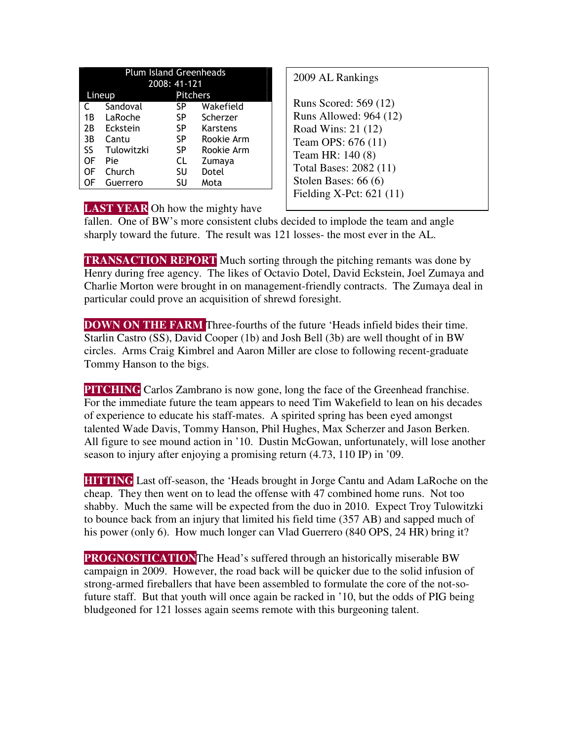| Plum Island Greenheads 2008: 41-121 | | | |
|---|---|---|---|
| Lineup | | Pitchers | |
| C | Sandoval | SP | Wakefield |
| 1B | LaRoche | SP | Scherzer |
| 2B | Eckstein | SP | Karstens |
| 3B | Cantu | SP | Rookie Arm |
| SS | Tulowitzki | SP | Rookie Arm |
| OF | Pie | CL | Zumaya |
| OF | Church | SU | Dotel |
| OF | Guerrero | SU | Mota |

2009 AL Rankings

Runs Scored: 569 (12)
Runs Allowed: 964 (12)
Road Wins: 21 (12)
Team OPS: 676 (11)
Team HR: 140 (8)
Total Bases: 2082 (11)
Stolen Bases: 66 (6)
Fielding X-Pct: 621 (11)

**LAST YEAR** Oh how the mighty have fallen. One of BW's more consistent clubs decided to implode the team and angle sharply toward the future. The result was 121 losses- the most ever in the AL.

**TRANSACTION REPORT** Much sorting through the pitching remants was done by Henry during free agency. The likes of Octavio Dotel, David Eckstein, Joel Zumaya and Charlie Morton were brought in on management-friendly contracts. The Zumaya deal in particular could prove an acquisition of shrewd foresight.

**DOWN ON THE FARM** Three-fourths of the future 'Heads infield bides their time. Starlin Castro (SS), David Cooper (1b) and Josh Bell (3b) are well thought of in BW circles. Arms Craig Kimbrel and Aaron Miller are close to following recent-graduate Tommy Hanson to the bigs.

**PITCHING** Carlos Zambrano is now gone, long the face of the Greenhead franchise. For the immediate future the team appears to need Tim Wakefield to lean on his decades of experience to educate his staff-mates. A spirited spring has been eyed amongst talented Wade Davis, Tommy Hanson, Phil Hughes, Max Scherzer and Jason Berken. All figure to see mound action in '10. Dustin McGowan, unfortunately, will lose another season to injury after enjoying a promising return (4.73, 110 IP) in '09.

**HITTING** Last off-season, the 'Heads brought in Jorge Cantu and Adam LaRoche on the cheap. They then went on to lead the offense with 47 combined home runs. Not too shabby. Much the same will be expected from the duo in 2010. Expect Troy Tulowitzki to bounce back from an injury that limited his field time (357 AB) and sapped much of his power (only 6). How much longer can Vlad Guerrero (840 OPS, 24 HR) bring it?

**PROGNOSTICATION** The Head's suffered through an historically miserable BW campaign in 2009. However, the road back will be quicker due to the solid infusion of strong-armed fireballers that have been assembled to formulate the core of the not-so-future staff. But that youth will once again be racked in '10, but the odds of PIG being bludgeoned for 121 losses again seems remote with this burgeoning talent.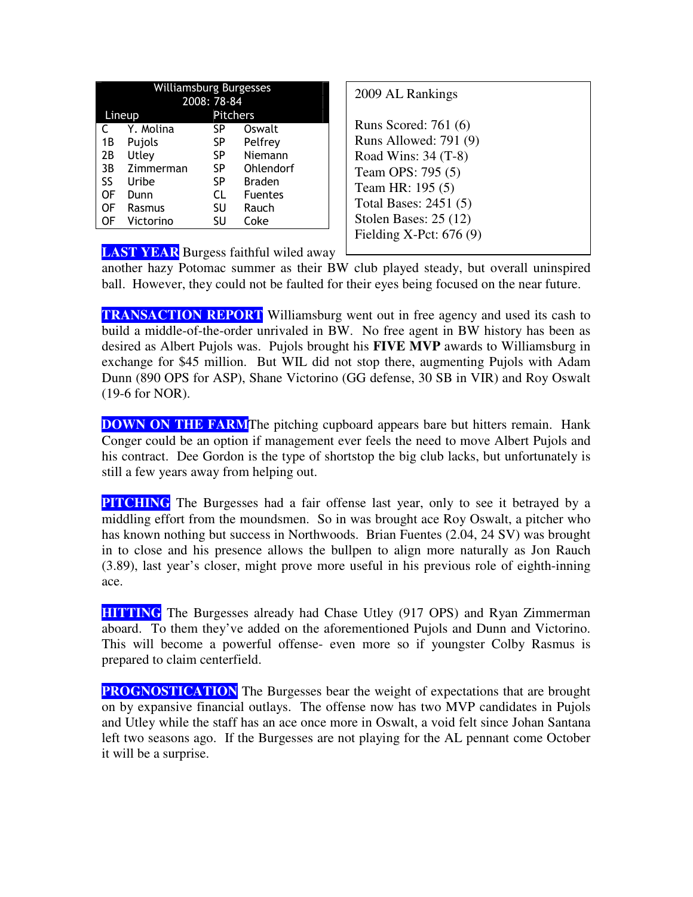| Williamsburg Burgesses 2008: 78-84 | | | |
|---|---|---|---|
| **Lineup** | | **Pitchers** | |
| C | Y. Molina | SP | Oswalt |
| 1B | Pujols | SP | Pelfrey |
| 2B | Utley | SP | Niemann |
| 3B | Zimmerman | SP | Ohlendorf |
| SS | Uribe | SP | Braden |
| OF | Dunn | CL | Fuentes |
| OF | Rasmus | SU | Rauch |
| OF | Victorino | SU | Coke |

2009 AL Rankings

Runs Scored: 761 (6)
Runs Allowed: 791 (9)
Road Wins: 34 (T-8)
Team OPS: 795 (5)
Team HR: 195 (5)
Total Bases: 2451 (5)
Stolen Bases: 25 (12)
Fielding X-Pct: 676 (9)

**LAST YEAR** Burgess faithful wiled away another hazy Potomac summer as their BW club played steady, but overall uninspired ball. However, they could not be faulted for their eyes being focused on the near future.

**TRANSACTION REPORT** Williamsburg went out in free agency and used its cash to build a middle-of-the-order unrivaled in BW. No free agent in BW history has been as desired as Albert Pujols was. Pujols brought his **FIVE MVP** awards to Williamsburg in exchange for $45 million. But WIL did not stop there, augmenting Pujols with Adam Dunn (890 OPS for ASP), Shane Victorino (GG defense, 30 SB in VIR) and Roy Oswalt (19-6 for NOR).

**DOWN ON THE FARM** The pitching cupboard appears bare but hitters remain. Hank Conger could be an option if management ever feels the need to move Albert Pujols and his contract. Dee Gordon is the type of shortstop the big club lacks, but unfortunately is still a few years away from helping out.

**PITCHING** The Burgesses had a fair offense last year, only to see it betrayed by a middling effort from the moundsmen. So in was brought ace Roy Oswalt, a pitcher who has known nothing but success in Northwoods. Brian Fuentes (2.04, 24 SV) was brought in to close and his presence allows the bullpen to align more naturally as Jon Rauch (3.89), last year's closer, might prove more useful in his previous role of eighth-inning ace.

**HITTING** The Burgesses already had Chase Utley (917 OPS) and Ryan Zimmerman aboard. To them they've added on the aforementioned Pujols and Dunn and Victorino. This will become a powerful offense- even more so if youngster Colby Rasmus is prepared to claim centerfield.

**PROGNOSTICATION** The Burgesses bear the weight of expectations that are brought on by expansive financial outlays. The offense now has two MVP candidates in Pujols and Utley while the staff has an ace once more in Oswalt, a void felt since Johan Santana left two seasons ago. If the Burgesses are not playing for the AL pennant come October it will be a surprise.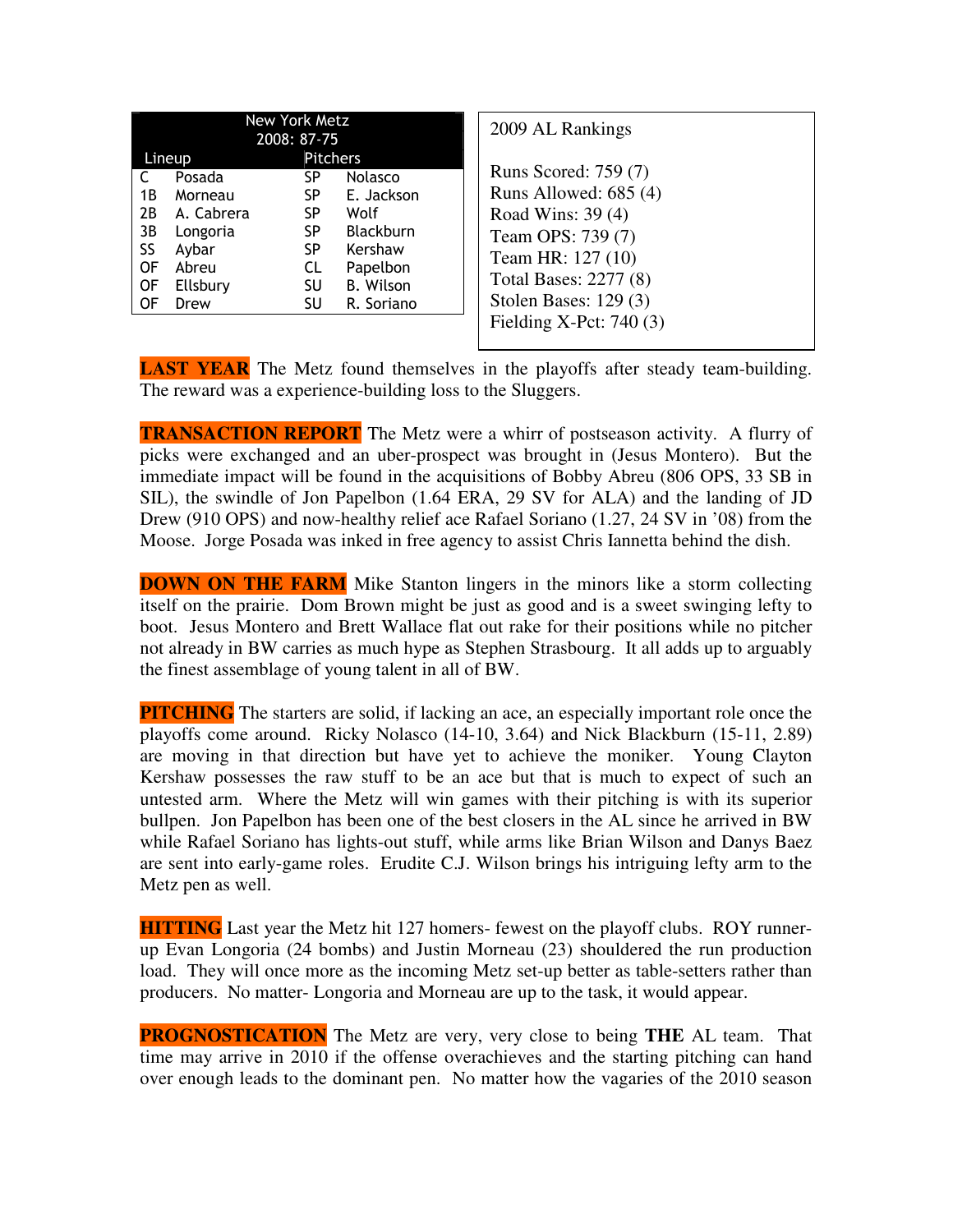| New York Metz 2008: 87-75 | | | |
|---|---|---|---|
| Lineup | | Pitchers | |
| C | Posada | SP | Nolasco |
| 1B | Morneau | SP | E. Jackson |
| 2B | A. Cabrera | SP | Wolf |
| 3B | Longoria | SP | Blackburn |
| SS | Aybar | SP | Kershaw |
| OF | Abreu | CL | Papelbon |
| OF | Ellsbury | SU | B. Wilson |
| OF | Drew | SU | R. Soriano |

2009 AL Rankings

Runs Scored: 759 (7)
Runs Allowed: 685 (4)
Road Wins: 39 (4)
Team OPS: 739 (7)
Team HR: 127 (10)
Total Bases: 2277 (8)
Stolen Bases: 129 (3)
Fielding X-Pct: 740 (3)

**LAST YEAR** The Metz found themselves in the playoffs after steady team-building. The reward was a experience-building loss to the Sluggers.

**TRANSACTION REPORT** The Metz were a whirr of postseason activity. A flurry of picks were exchanged and an uber-prospect was brought in (Jesus Montero). But the immediate impact will be found in the acquisitions of Bobby Abreu (806 OPS, 33 SB in SIL), the swindle of Jon Papelbon (1.64 ERA, 29 SV for ALA) and the landing of JD Drew (910 OPS) and now-healthy relief ace Rafael Soriano (1.27, 24 SV in '08) from the Moose. Jorge Posada was inked in free agency to assist Chris Iannetta behind the dish.

**DOWN ON THE FARM** Mike Stanton lingers in the minors like a storm collecting itself on the prairie. Dom Brown might be just as good and is a sweet swinging lefty to boot. Jesus Montero and Brett Wallace flat out rake for their positions while no pitcher not already in BW carries as much hype as Stephen Strasbourg. It all adds up to arguably the finest assemblage of young talent in all of BW.

**PITCHING** The starters are solid, if lacking an ace, an especially important role once the playoffs come around. Ricky Nolasco (14-10, 3.64) and Nick Blackburn (15-11, 2.89) are moving in that direction but have yet to achieve the moniker. Young Clayton Kershaw possesses the raw stuff to be an ace but that is much to expect of such an untested arm. Where the Metz will win games with their pitching is with its superior bullpen. Jon Papelbon has been one of the best closers in the AL since he arrived in BW while Rafael Soriano has lights-out stuff, while arms like Brian Wilson and Danys Baez are sent into early-game roles. Erudite C.J. Wilson brings his intriguing lefty arm to the Metz pen as well.

**HITTING** Last year the Metz hit 127 homers- fewest on the playoff clubs. ROY runner-up Evan Longoria (24 bombs) and Justin Morneau (23) shouldered the run production load. They will once more as the incoming Metz set-up better as table-setters rather than producers. No matter- Longoria and Morneau are up to the task, it would appear.

**PROGNOSTICATION** The Metz are very, very close to being **THE** AL team. That time may arrive in 2010 if the offense overachieves and the starting pitching can hand over enough leads to the dominant pen. No matter how the vagaries of the 2010 season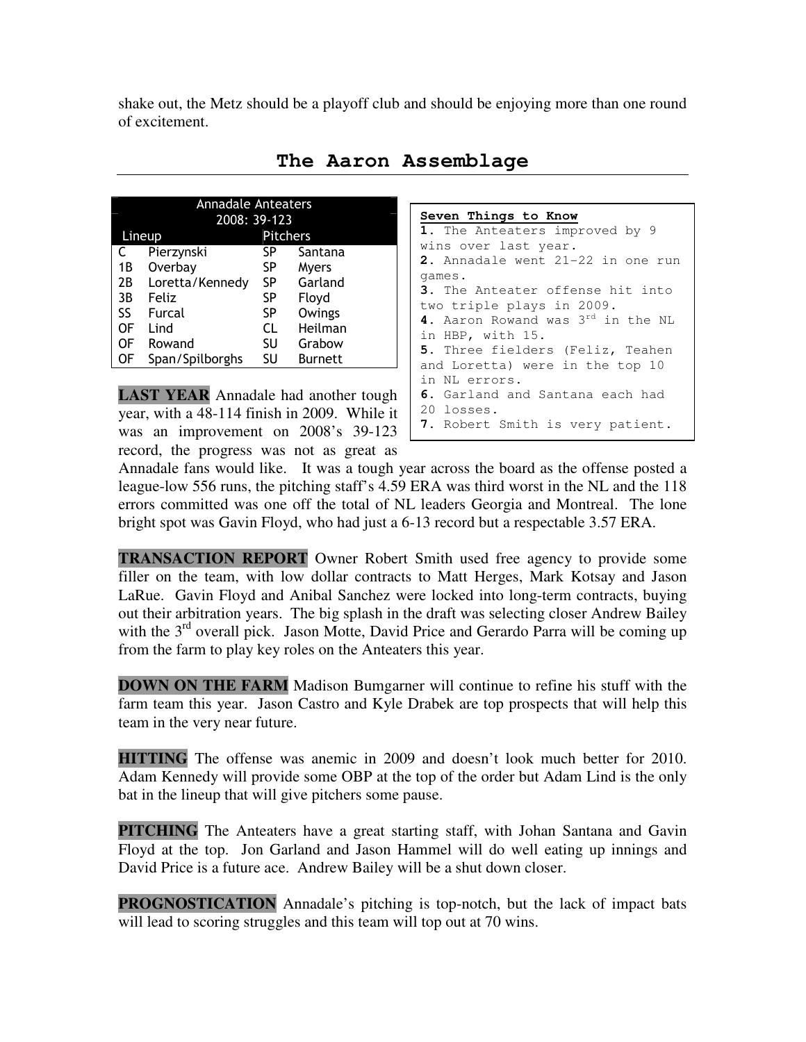shake out, the Metz should be a playoff club and should be enjoying more than one round of excitement.

## The Aaron Assemblage

| Annadale Anteaters | | | |
|---|---|---|---|
| 2008: 39-123 | | | |
| Lineup | | Pitchers | |
| C | Pierzynski | SP | Santana |
| 1B | Overbay | SP | Myers |
| 2B | Loretta/Kennedy | SP | Garland |
| 3B | Feliz | SP | Floyd |
| SS | Furcal | SP | Owings |
| OF | Lind | CL | Heilman |
| OF | Rowand | SU | Grabow |
| OF | Span/Spilborghs | SU | Burnett |

**Seven Things to Know**

1. The Anteaters improved by 9 wins over last year.
2. Annadale went 21-22 in one run games.
3. The Anteater offense hit into two triple plays in 2009.
4. Aaron Rowand was 3rd in the NL in HBP, with 15.
5. Three fielders (Feliz, Teahen and Loretta) were in the top 10 in NL errors.
6. Garland and Santana each had 20 losses.
7. Robert Smith is very patient.

**LAST YEAR** Annadale had another tough year, with a 48-114 finish in 2009. While it was an improvement on 2008's 39-123 record, the progress was not as great as Annadale fans would like. It was a tough year across the board as the offense posted a league-low 556 runs, the pitching staff's 4.59 ERA was third worst in the NL and the 118 errors committed was one off the total of NL leaders Georgia and Montreal. The lone bright spot was Gavin Floyd, who had just a 6-13 record but a respectable 3.57 ERA.

**TRANSACTION REPORT** Owner Robert Smith used free agency to provide some filler on the team, with low dollar contracts to Matt Herges, Mark Kotsay and Jason LaRue. Gavin Floyd and Anibal Sanchez were locked into long-term contracts, buying out their arbitration years. The big splash in the draft was selecting closer Andrew Bailey with the 3rd overall pick. Jason Motte, David Price and Gerardo Parra will be coming up from the farm to play key roles on the Anteaters this year.

**DOWN ON THE FARM** Madison Bumgarner will continue to refine his stuff with the farm team this year. Jason Castro and Kyle Drabek are top prospects that will help this team in the very near future.

**HITTING** The offense was anemic in 2009 and doesn't look much better for 2010. Adam Kennedy will provide some OBP at the top of the order but Adam Lind is the only bat in the lineup that will give pitchers some pause.

**PITCHING** The Anteaters have a great starting staff, with Johan Santana and Gavin Floyd at the top. Jon Garland and Jason Hammel will do well eating up innings and David Price is a future ace. Andrew Bailey will be a shut down closer.

**PROGNOSTICATION** Annadale's pitching is top-notch, but the lack of impact bats will lead to scoring struggles and this team will top out at 70 wins.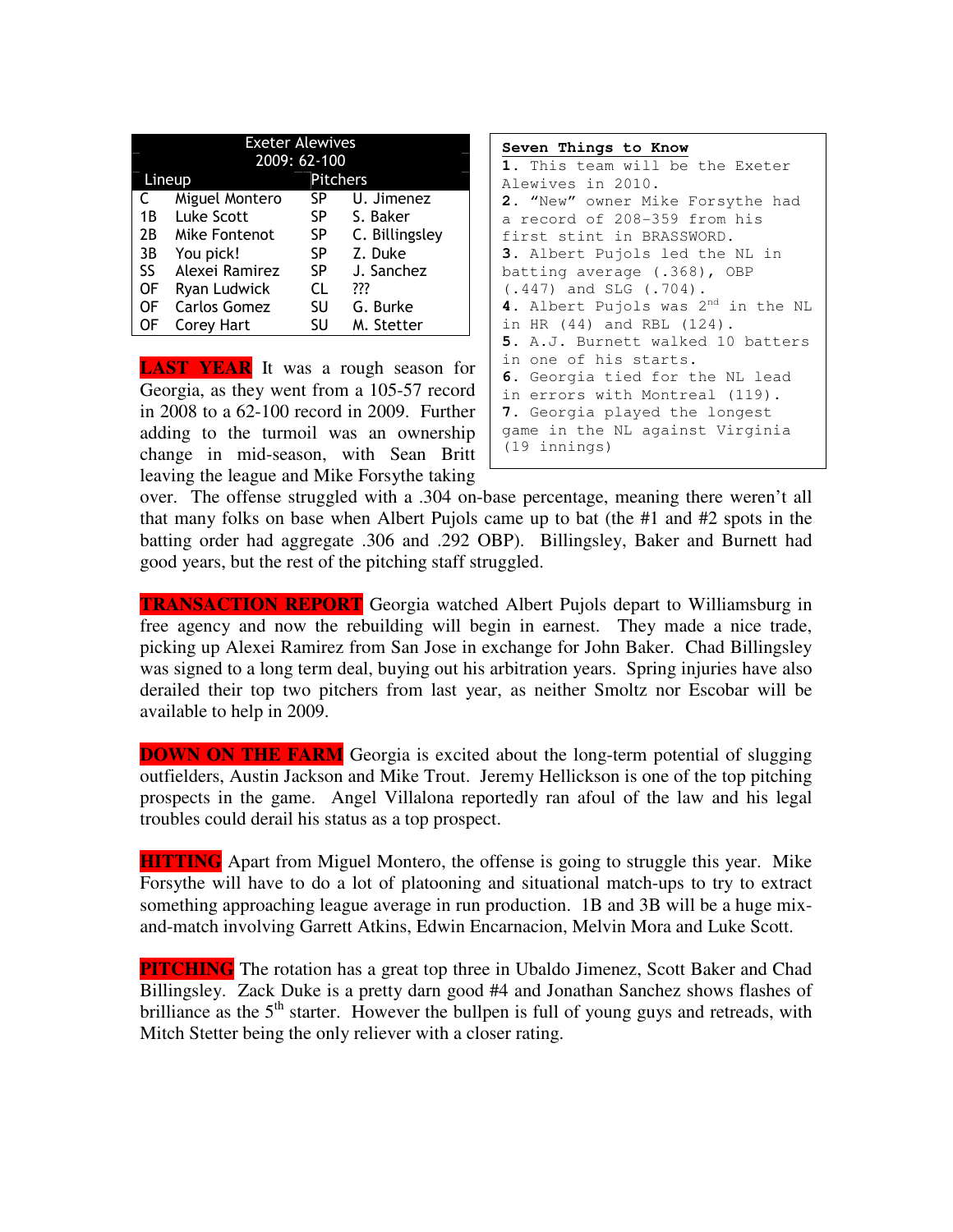| Exeter Alewives 2009: 62-100 | | | |
|---|---|---|---|
| Lineup | | Pitchers | |
| C | Miguel Montero | SP | U. Jimenez |
| 1B | Luke Scott | SP | S. Baker |
| 2B | Mike Fontenot | SP | C. Billingsley |
| 3B | You pick! | SP | Z. Duke |
| SS | Alexei Ramirez | SP | J. Sanchez |
| OF | Ryan Ludwick | CL | ??? |
| OF | Carlos Gomez | SU | G. Burke |
| OF | Corey Hart | SU | M. Stetter |

**Seven Things to Know**

1. This team will be the Exeter Alewives in 2010.
2. "New" owner Mike Forsythe had a record of 208-359 from his first stint in BRASSWORD.
3. Albert Pujols led the NL in batting average (.368), OBP (.447) and SLG (.704).
4. Albert Pujols was 2nd in the NL in HR (44) and RBL (124).
5. A.J. Burnett walked 10 batters in one of his starts.
6. Georgia tied for the NL lead in errors with Montreal (119).
7. Georgia played the longest game in the NL against Virginia (19 innings)

**LAST YEAR** It was a rough season for Georgia, as they went from a 105-57 record in 2008 to a 62-100 record in 2009. Further adding to the turmoil was an ownership change in mid-season, with Sean Britt leaving the league and Mike Forsythe taking over. The offense struggled with a .304 on-base percentage, meaning there weren't all that many folks on base when Albert Pujols came up to bat (the #1 and #2 spots in the batting order had aggregate .306 and .292 OBP). Billingsley, Baker and Burnett had good years, but the rest of the pitching staff struggled.

**TRANSACTION REPORT** Georgia watched Albert Pujols depart to Williamsburg in free agency and now the rebuilding will begin in earnest. They made a nice trade, picking up Alexei Ramirez from San Jose in exchange for John Baker. Chad Billingsley was signed to a long term deal, buying out his arbitration years. Spring injuries have also derailed their top two pitchers from last year, as neither Smoltz nor Escobar will be available to help in 2009.

**DOWN ON THE FARM** Georgia is excited about the long-term potential of slugging outfielders, Austin Jackson and Mike Trout. Jeremy Hellickson is one of the top pitching prospects in the game. Angel Villalona reportedly ran afoul of the law and his legal troubles could derail his status as a top prospect.

**HITTING** Apart from Miguel Montero, the offense is going to struggle this year. Mike Forsythe will have to do a lot of platooning and situational match-ups to try to extract something approaching league average in run production. 1B and 3B will be a huge mix-and-match involving Garrett Atkins, Edwin Encarnacion, Melvin Mora and Luke Scott.

**PITCHING** The rotation has a great top three in Ubaldo Jimenez, Scott Baker and Chad Billingsley. Zack Duke is a pretty darn good #4 and Jonathan Sanchez shows flashes of brilliance as the 5th starter. However the bullpen is full of young guys and retreads, with Mitch Stetter being the only reliever with a closer rating.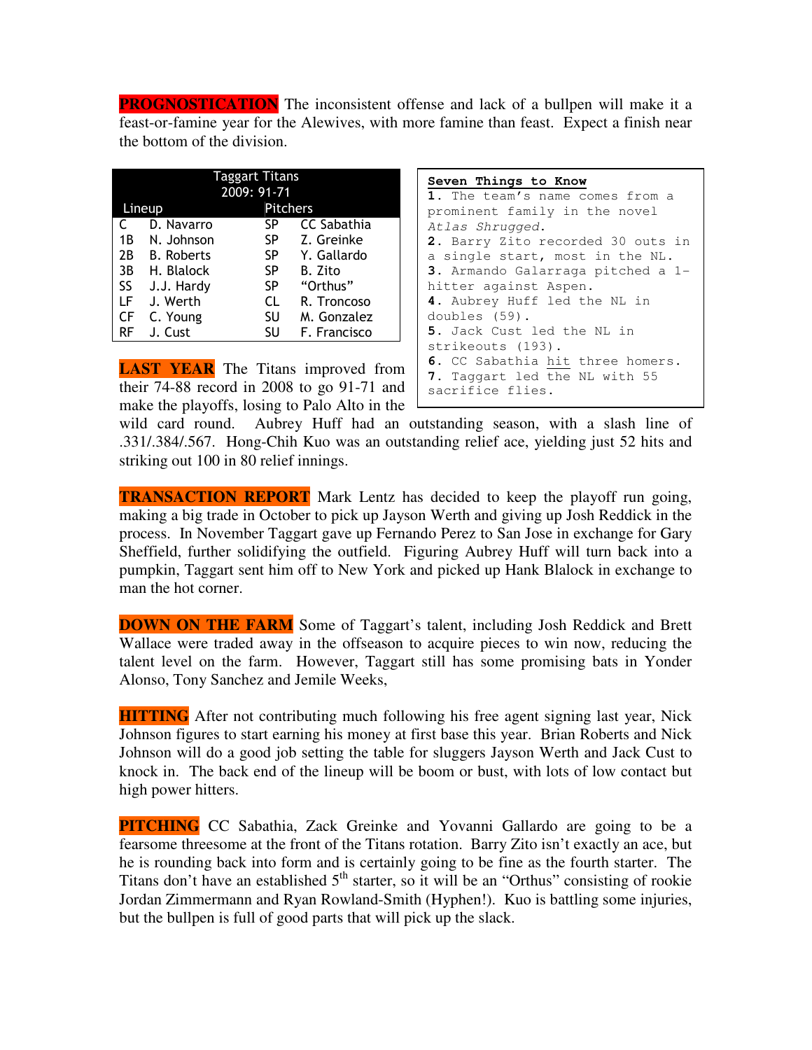**PROGNOSTICATION** The inconsistent offense and lack of a bullpen will make it a feast-or-famine year for the Alewives, with more famine than feast. Expect a finish near the bottom of the division.

| Taggart Titans<br>2009: 91-71 | | | |
|---|---|---|---|
| Lineup | | Pitchers | |
| C | D. Navarro | SP | CC Sabathia |
| 1B | N. Johnson | SP | Z. Greinke |
| 2B | B. Roberts | SP | Y. Gallardo |
| 3B | H. Blalock | SP | B. Zito |
| SS | J.J. Hardy | SP | "Orthus" |
| LF | J. Werth | CL | R. Troncoso |
| CF | C. Young | SU | M. Gonzalez |
| RF | J. Cust | SU | F. Francisco |

**Seven Things to Know**

1. The team's name comes from a prominent family in the novel *Atlas Shrugged*.
2. Barry Zito recorded 30 outs in a single start, most in the NL.
3. Armando Galarraga pitched a 1-hitter against Aspen.
4. Aubrey Huff led the NL in doubles (59).
5. Jack Cust led the NL in strikeouts (193).
6. CC Sabathia hit three homers.
7. Taggart led the NL with 55 sacrifice flies.

**LAST YEAR** The Titans improved from their 74-88 record in 2008 to go 91-71 and make the playoffs, losing to Palo Alto in the wild card round. Aubrey Huff had an outstanding season, with a slash line of .331/.384/.567. Hong-Chih Kuo was an outstanding relief ace, yielding just 52 hits and striking out 100 in 80 relief innings.

**TRANSACTION REPORT** Mark Lentz has decided to keep the playoff run going, making a big trade in October to pick up Jayson Werth and giving up Josh Reddick in the process. In November Taggart gave up Fernando Perez to San Jose in exchange for Gary Sheffield, further solidifying the outfield. Figuring Aubrey Huff will turn back into a pumpkin, Taggart sent him off to New York and picked up Hank Blalock in exchange to man the hot corner.

**DOWN ON THE FARM** Some of Taggart's talent, including Josh Reddick and Brett Wallace were traded away in the offseason to acquire pieces to win now, reducing the talent level on the farm. However, Taggart still has some promising bats in Yonder Alonso, Tony Sanchez and Jemile Weeks,

**HITTING** After not contributing much following his free agent signing last year, Nick Johnson figures to start earning his money at first base this year. Brian Roberts and Nick Johnson will do a good job setting the table for sluggers Jayson Werth and Jack Cust to knock in. The back end of the lineup will be boom or bust, with lots of low contact but high power hitters.

**PITCHING** CC Sabathia, Zack Greinke and Yovanni Gallardo are going to be a fearsome threesome at the front of the Titans rotation. Barry Zito isn't exactly an ace, but he is rounding back into form and is certainly going to be fine as the fourth starter. The Titans don't have an established 5th starter, so it will be an "Orthus" consisting of rookie Jordan Zimmermann and Ryan Rowland-Smith (Hyphen!). Kuo is battling some injuries, but the bullpen is full of good parts that will pick up the slack.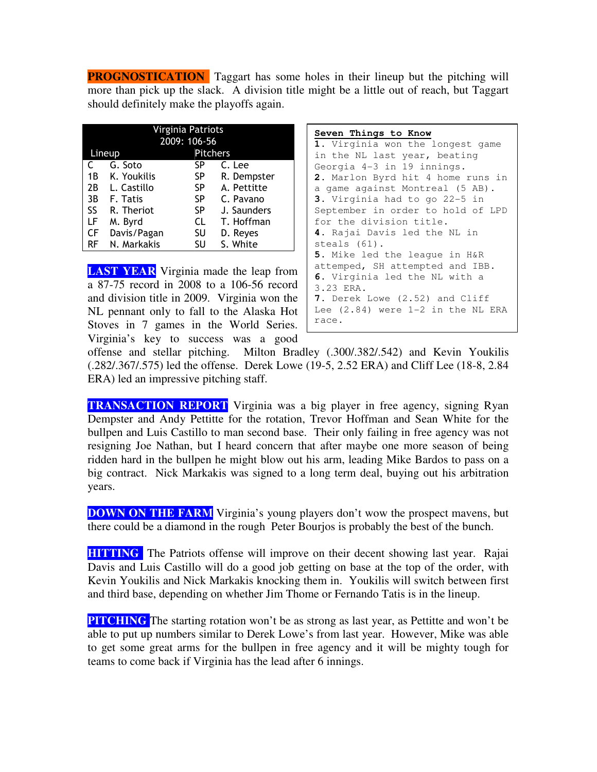**PROGNOSTICATION** Taggart has some holes in their lineup but the pitching will more than pick up the slack. A division title might be a little out of reach, but Taggart should definitely make the playoffs again.

| Virginia Patriots 2009: 106-56 | | | |
|---|---|---|---|
| **Lineup** | | **Pitchers** | |
| C | G. Soto | SP | C. Lee |
| 1B | K. Youkilis | SP | R. Dempster |
| 2B | L. Castillo | SP | A. Pettitte |
| 3B | F. Tatis | SP | C. Pavano |
| SS | R. Theriot | SP | J. Saunders |
| LF | M. Byrd | CL | T. Hoffman |
| CF | Davis/Pagan | SU | D. Reyes |
| RF | N. Markakis | SU | S. White |

**Seven Things to Know**

**1.** Virginia won the longest game in the NL last year, beating Georgia 4-3 in 19 innings.
**2.** Marlon Byrd hit 4 home runs in a game against Montreal (5 AB).
**3.** Virginia had to go 22-5 in September in order to hold of LPD for the division title.
**4.** Rajai Davis led the NL in steals (61).
**5.** Mike led the league in H&R attemped, SH attempted and IBB.
**6.** Virginia led the NL with a 3.23 ERA.
**7.** Derek Lowe (2.52) and Cliff Lee (2.84) were 1-2 in the NL ERA race.

**LAST YEAR** Virginia made the leap from a 87-75 record in 2008 to a 106-56 record and division title in 2009. Virginia won the NL pennant only to fall to the Alaska Hot Stoves in 7 games in the World Series. Virginia's key to success was a good offense and stellar pitching. Milton Bradley (.300/.382/.542) and Kevin Youkilis (.282/.367/.575) led the offense. Derek Lowe (19-5, 2.52 ERA) and Cliff Lee (18-8, 2.84 ERA) led an impressive pitching staff.

**TRANSACTION REPORT** Virginia was a big player in free agency, signing Ryan Dempster and Andy Pettitte for the rotation, Trevor Hoffman and Sean White for the bullpen and Luis Castillo to man second base. Their only failing in free agency was not resigning Joe Nathan, but I heard concern that after maybe one more season of being ridden hard in the bullpen he might blow out his arm, leading Mike Bardos to pass on a big contract. Nick Markakis was signed to a long term deal, buying out his arbitration years.

**DOWN ON THE FARM** Virginia's young players don't wow the prospect mavens, but there could be a diamond in the rough Peter Bourjos is probably the best of the bunch.

**HITTING** The Patriots offense will improve on their decent showing last year. Rajai Davis and Luis Castillo will do a good job getting on base at the top of the order, with Kevin Youkilis and Nick Markakis knocking them in. Youkilis will switch between first and third base, depending on whether Jim Thome or Fernando Tatis is in the lineup.

**PITCHING** The starting rotation won't be as strong as last year, as Pettitte and won't be able to put up numbers similar to Derek Lowe's from last year. However, Mike was able to get some great arms for the bullpen in free agency and it will be mighty tough for teams to come back if Virginia has the lead after 6 innings.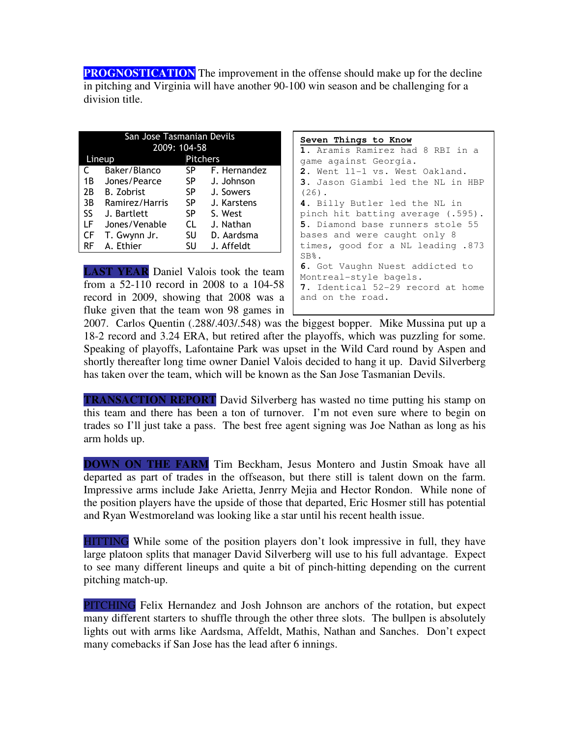**PROGNOSTICATION** The improvement in the offense should make up for the decline in pitching and Virginia will have another 90-100 win season and be challenging for a division title.

| San Jose Tasmanian Devils 2009: 104-58 | | | |
|---|---|---|---|
| Lineup | | Pitchers | |
| C | Baker/Blanco | SP | F. Hernandez |
| 1B | Jones/Pearce | SP | J. Johnson |
| 2B | B. Zobrist | SP | J. Sowers |
| 3B | Ramirez/Harris | SP | J. Karstens |
| SS | J. Bartlett | SP | S. West |
| LF | Jones/Venable | CL | J. Nathan |
| CF | T. Gwynn Jr. | SU | D. Aardsma |
| RF | A. Ethier | SU | J. Affeldt |

**Seven Things to Know**

1. Aramis Ramirez had 8 RBI in a game against Georgia.
2. Went 11-1 vs. West Oakland.
3. Jason Giambi led the NL in HBP (26).
4. Billy Butler led the NL in pinch hit batting average (.595).
5. Diamond base runners stole 55 bases and were caught only 8 times, good for a NL leading .873 SB%.
6. Got Vaughn Nuest addicted to Montreal-style bagels.
7. Identical 52-29 record at home and on the road.

**LAST YEAR** Daniel Valois took the team from a 52-110 record in 2008 to a 104-58 record in 2009, showing that 2008 was a fluke given that the team won 98 games in 2007. Carlos Quentin (.288/.403/.548) was the biggest bopper. Mike Mussina put up a 18-2 record and 3.24 ERA, but retired after the playoffs, which was puzzling for some. Speaking of playoffs, Lafontaine Park was upset in the Wild Card round by Aspen and shortly thereafter long time owner Daniel Valois decided to hang it up. David Silverberg has taken over the team, which will be known as the San Jose Tasmanian Devils.

**TRANSACTION REPORT** David Silverberg has wasted no time putting his stamp on this team and there has been a ton of turnover. I'm not even sure where to begin on trades so I'll just take a pass. The best free agent signing was Joe Nathan as long as his arm holds up.

**DOWN ON THE FARM** Tim Beckham, Jesus Montero and Justin Smoak have all departed as part of trades in the offseason, but there still is talent down on the farm. Impressive arms include Jake Arietta, Jenrry Mejia and Hector Rondon. While none of the position players have the upside of those that departed, Eric Hosmer still has potential and Ryan Westmoreland was looking like a star until his recent health issue.

**HITTING** While some of the position players don't look impressive in full, they have large platoon splits that manager David Silverberg will use to his full advantage. Expect to see many different lineups and quite a bit of pinch-hitting depending on the current pitching match-up.

**PITCHING** Felix Hernandez and Josh Johnson are anchors of the rotation, but expect many different starters to shuffle through the other three slots. The bullpen is absolutely lights out with arms like Aardsma, Affeldt, Mathis, Nathan and Sanches. Don't expect many comebacks if San Jose has the lead after 6 innings.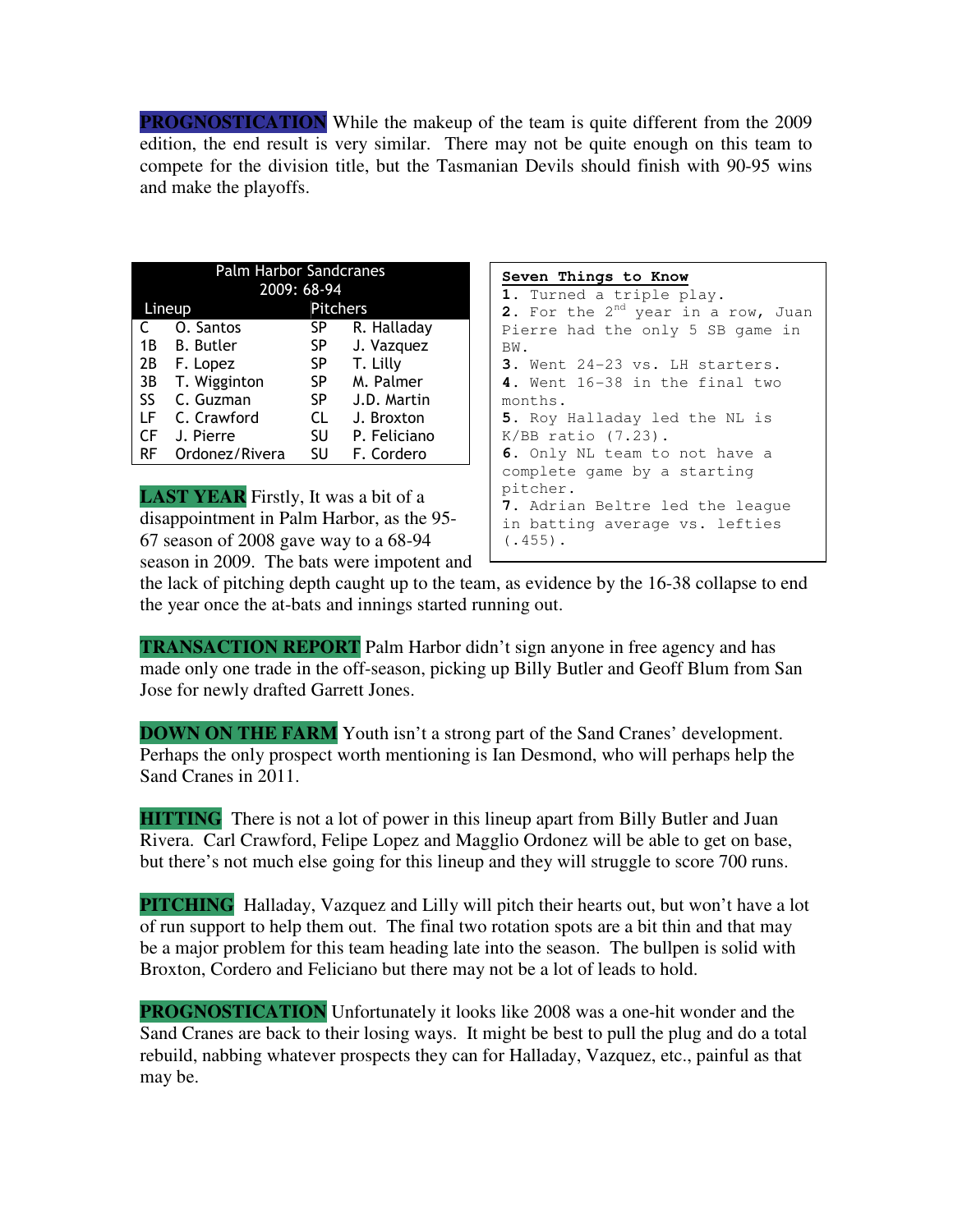**PROGNOSTICATION** While the makeup of the team is quite different from the 2009 edition, the end result is very similar. There may not be quite enough on this team to compete for the division title, but the Tasmanian Devils should finish with 90-95 wins and make the playoffs.

| Palm Harbor Sandcranes 2009: 68-94 | | | |
|---|---|---|---|
| Lineup | | Pitchers | |
| C | O. Santos | SP | R. Halladay |
| 1B | B. Butler | SP | J. Vazquez |
| 2B | F. Lopez | SP | T. Lilly |
| 3B | T. Wigginton | SP | M. Palmer |
| SS | C. Guzman | SP | J.D. Martin |
| LF | C. Crawford | CL | J. Broxton |
| CF | J. Pierre | SU | P. Feliciano |
| RF | Ordonez/Rivera | SU | F. Cordero |

**Seven Things to Know**

1. Turned a triple play.
2. For the 2nd year in a row, Juan Pierre had the only 5 SB game in BW.
3. Went 24-23 vs. LH starters.
4. Went 16-38 in the final two months.
5. Roy Halladay led the NL is K/BB ratio (7.23).
6. Only NL team to not have a complete game by a starting pitcher.
7. Adrian Beltre led the league in batting average vs. lefties (.455).

**LAST YEAR** Firstly, It was a bit of a disappointment in Palm Harbor, as the 95-67 season of 2008 gave way to a 68-94 season in 2009. The bats were impotent and the lack of pitching depth caught up to the team, as evidence by the 16-38 collapse to end the year once the at-bats and innings started running out.

**TRANSACTION REPORT** Palm Harbor didn't sign anyone in free agency and has made only one trade in the off-season, picking up Billy Butler and Geoff Blum from San Jose for newly drafted Garrett Jones.

**DOWN ON THE FARM** Youth isn't a strong part of the Sand Cranes' development. Perhaps the only prospect worth mentioning is Ian Desmond, who will perhaps help the Sand Cranes in 2011.

**HITTING** There is not a lot of power in this lineup apart from Billy Butler and Juan Rivera. Carl Crawford, Felipe Lopez and Magglio Ordonez will be able to get on base, but there's not much else going for this lineup and they will struggle to score 700 runs.

**PITCHING** Halladay, Vazquez and Lilly will pitch their hearts out, but won't have a lot of run support to help them out. The final two rotation spots are a bit thin and that may be a major problem for this team heading late into the season. The bullpen is solid with Broxton, Cordero and Feliciano but there may not be a lot of leads to hold.

**PROGNOSTICATION** Unfortunately it looks like 2008 was a one-hit wonder and the Sand Cranes are back to their losing ways. It might be best to pull the plug and do a total rebuild, nabbing whatever prospects they can for Halladay, Vazquez, etc., painful as that may be.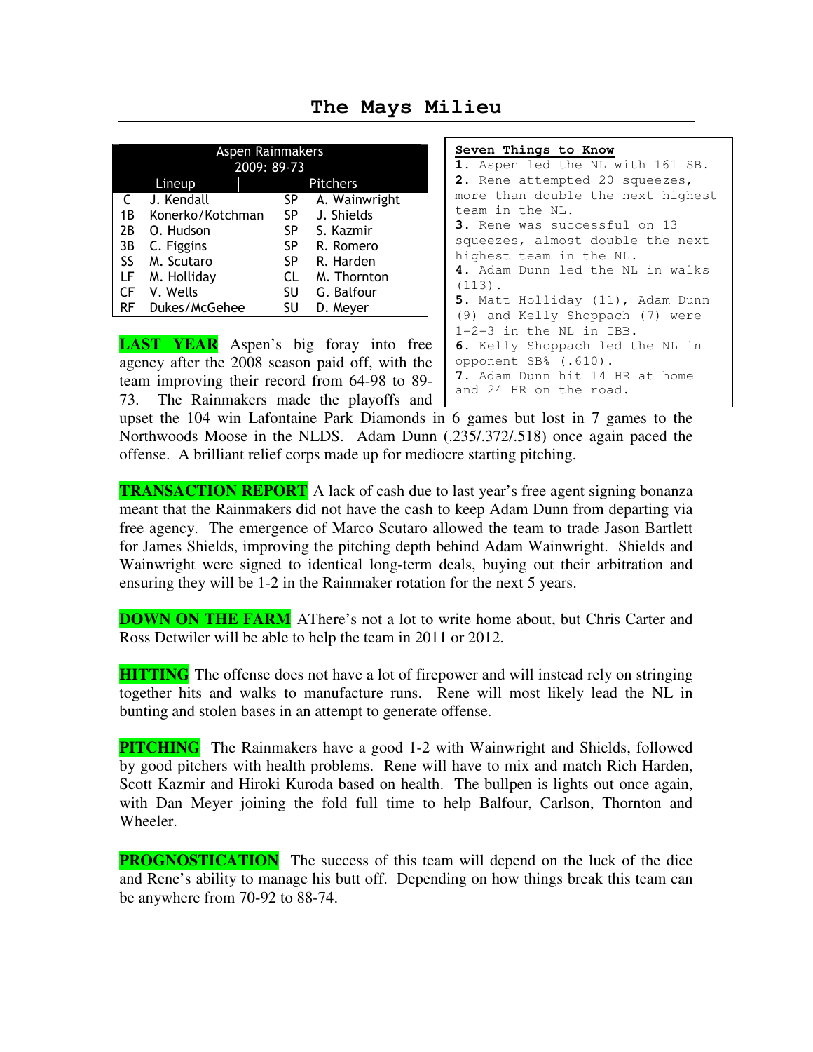# The Mays Milieu

| Aspen Rainmakers 2009: 89-73 | | | |
|---|---|---|---|
| Lineup | | Pitchers | |
| C | J. Kendall | SP | A. Wainwright |
| 1B | Konerko/Kotchman | SP | J. Shields |
| 2B | O. Hudson | SP | S. Kazmir |
| 3B | C. Figgins | SP | R. Romero |
| SS | M. Scutaro | SP | R. Harden |
| LF | M. Holliday | CL | M. Thornton |
| CF | V. Wells | SU | G. Balfour |
| RF | Dukes/McGehee | SU | D. Meyer |

**Seven Things to Know**

1. Aspen led the NL with 161 SB.
2. Rene attempted 20 squeezes, more than double the next highest team in the NL.
3. Rene was successful on 13 squeezes, almost double the next highest team in the NL.
4. Adam Dunn led the NL in walks (113).
5. Matt Holliday (11), Adam Dunn (9) and Kelly Shoppach (7) were 1-2-3 in the NL in IBB.
6. Kelly Shoppach led the NL in opponent SB% (.610).
7. Adam Dunn hit 14 HR at home and 24 HR on the road.

**LAST YEAR** Aspen's big foray into free agency after the 2008 season paid off, with the team improving their record from 64-98 to 89-73. The Rainmakers made the playoffs and upset the 104 win Lafontaine Park Diamonds in 6 games but lost in 7 games to the Northwoods Moose in the NLDS. Adam Dunn (.235/.372/.518) once again paced the offense. A brilliant relief corps made up for mediocre starting pitching.

**TRANSACTION REPORT** A lack of cash due to last year's free agent signing bonanza meant that the Rainmakers did not have the cash to keep Adam Dunn from departing via free agency. The emergence of Marco Scutaro allowed the team to trade Jason Bartlett for James Shields, improving the pitching depth behind Adam Wainwright. Shields and Wainwright were signed to identical long-term deals, buying out their arbitration and ensuring they will be 1-2 in the Rainmaker rotation for the next 5 years.

**DOWN ON THE FARM** AThere's not a lot to write home about, but Chris Carter and Ross Detwiler will be able to help the team in 2011 or 2012.

**HITTING** The offense does not have a lot of firepower and will instead rely on stringing together hits and walks to manufacture runs. Rene will most likely lead the NL in bunting and stolen bases in an attempt to generate offense.

**PITCHING** The Rainmakers have a good 1-2 with Wainwright and Shields, followed by good pitchers with health problems. Rene will have to mix and match Rich Harden, Scott Kazmir and Hiroki Kuroda based on health. The bullpen is lights out once again, with Dan Meyer joining the fold full time to help Balfour, Carlson, Thornton and Wheeler.

**PROGNOSTICATION** The success of this team will depend on the luck of the dice and Rene's ability to manage his butt off. Depending on how things break this team can be anywhere from 70-92 to 88-74.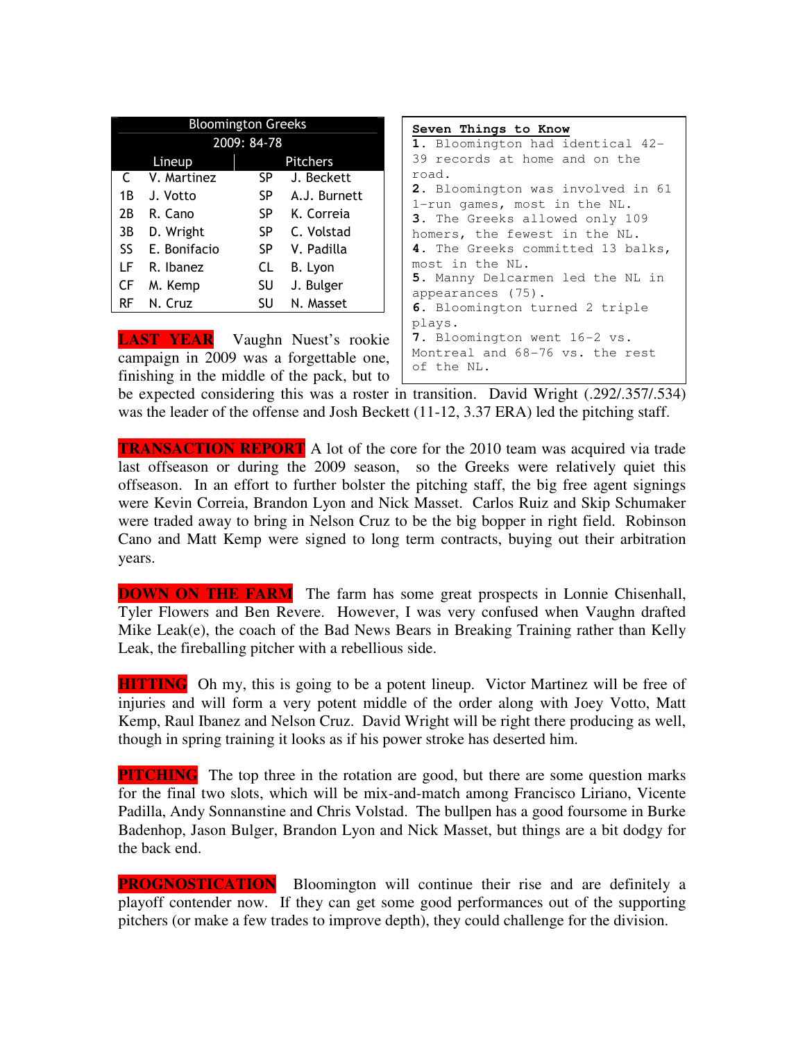| Bloomington Greeks | | | |
|---|---|---|---|
| 2009: 84-78 | | | |
| Lineup | | Pitchers | |
| C | V. Martinez | SP | J. Beckett |
| 1B | J. Votto | SP | A.J. Burnett |
| 2B | R. Cano | SP | K. Correia |
| 3B | D. Wright | SP | C. Volstad |
| SS | E. Bonifacio | SP | V. Padilla |
| LF | R. Ibanez | CL | B. Lyon |
| CF | M. Kemp | SU | J. Bulger |
| RF | N. Cruz | SU | N. Masset |

**Seven Things to Know**

**1.** Bloomington had identical 42-39 records at home and on the road.
**2.** Bloomington was involved in 61 1-run games, most in the NL.
**3.** The Greeks allowed only 109 homers, the fewest in the NL.
**4.** The Greeks committed 13 balks, most in the NL.
**5.** Manny Delcarmen led the NL in appearances (75).
**6.** Bloomington turned 2 triple plays.
**7.** Bloomington went 16-2 vs. Montreal and 68-76 vs. the rest of the NL.

**LAST YEAR** Vaughn Nuest's rookie campaign in 2009 was a forgettable one, finishing in the middle of the pack, but to be expected considering this was a roster in transition. David Wright (.292/.357/.534) was the leader of the offense and Josh Beckett (11-12, 3.37 ERA) led the pitching staff.

**TRANSACTION REPORT** A lot of the core for the 2010 team was acquired via trade last offseason or during the 2009 season, so the Greeks were relatively quiet this offseason. In an effort to further bolster the pitching staff, the big free agent signings were Kevin Correia, Brandon Lyon and Nick Masset. Carlos Ruiz and Skip Schumaker were traded away to bring in Nelson Cruz to be the big bopper in right field. Robinson Cano and Matt Kemp were signed to long term contracts, buying out their arbitration years.

**DOWN ON THE FARM** The farm has some great prospects in Lonnie Chisenhall, Tyler Flowers and Ben Revere. However, I was very confused when Vaughn drafted Mike Leak(e), the coach of the Bad News Bears in Breaking Training rather than Kelly Leak, the fireballing pitcher with a rebellious side.

**HITTING** Oh my, this is going to be a potent lineup. Victor Martinez will be free of injuries and will form a very potent middle of the order along with Joey Votto, Matt Kemp, Raul Ibanez and Nelson Cruz. David Wright will be right there producing as well, though in spring training it looks as if his power stroke has deserted him.

**PITCHING** The top three in the rotation are good, but there are some question marks for the final two slots, which will be mix-and-match among Francisco Liriano, Vicente Padilla, Andy Sonnanstine and Chris Volstad. The bullpen has a good foursome in Burke Badenhop, Jason Bulger, Brandon Lyon and Nick Masset, but things are a bit dodgy for the back end.

**PROGNOSTICATION** Bloomington will continue their rise and are definitely a playoff contender now. If they can get some good performances out of the supporting pitchers (or make a few trades to improve depth), they could challenge for the division.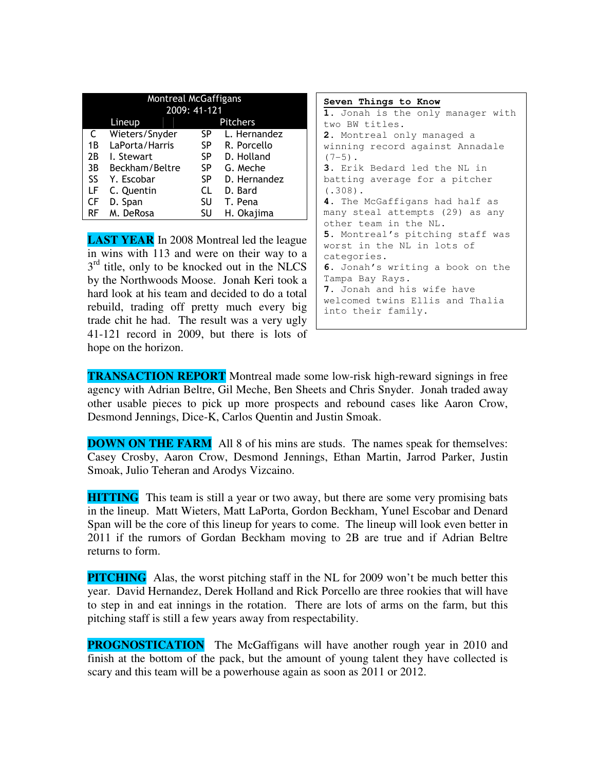| Montreal McGaffigans | | | |
|---|---|---|---|
| 2009: 41-121 | | | |
| Lineup | | Pitchers | |
| C | Wieters/Snyder | SP | L. Hernandez |
| 1B | LaPorta/Harris | SP | R. Porcello |
| 2B | I. Stewart | SP | D. Holland |
| 3B | Beckham/Beltre | SP | G. Meche |
| SS | Y. Escobar | SP | D. Hernandez |
| LF | C. Quentin | CL | D. Bard |
| CF | D. Span | SU | T. Pena |
| RF | M. DeRosa | SU | H. Okajima |

**LAST YEAR** In 2008 Montreal led the league in wins with 113 and were on their way to a 3rd title, only to be knocked out in the NLCS by the Northwoods Moose. Jonah Keri took a hard look at his team and decided to do a total rebuild, trading off pretty much every big trade chit he had. The result was a very ugly 41-121 record in 2009, but there is lots of hope on the horizon.

**Seven Things to Know**

1. Jonah is the only manager with two BW titles.
2. Montreal only managed a winning record against Annadale (7-5).
3. Erik Bedard led the NL in batting average for a pitcher (.308).
4. The McGaffigans had half as many steal attempts (29) as any other team in the NL.
5. Montreal's pitching staff was worst in the NL in lots of categories.
6. Jonah's writing a book on the Tampa Bay Rays.
7. Jonah and his wife have welcomed twins Ellis and Thalia into their family.

**TRANSACTION REPORT** Montreal made some low-risk high-reward signings in free agency with Adrian Beltre, Gil Meche, Ben Sheets and Chris Snyder. Jonah traded away other usable pieces to pick up more prospects and rebound cases like Aaron Crow, Desmond Jennings, Dice-K, Carlos Quentin and Justin Smoak.

**DOWN ON THE FARM** All 8 of his mins are studs. The names speak for themselves: Casey Crosby, Aaron Crow, Desmond Jennings, Ethan Martin, Jarrod Parker, Justin Smoak, Julio Teheran and Arodys Vizcaino.

**HITTING** This team is still a year or two away, but there are some very promising bats in the lineup. Matt Wieters, Matt LaPorta, Gordon Beckham, Yunel Escobar and Denard Span will be the core of this lineup for years to come. The lineup will look even better in 2011 if the rumors of Gordan Beckham moving to 2B are true and if Adrian Beltre returns to form.

**PITCHING** Alas, the worst pitching staff in the NL for 2009 won't be much better this year. David Hernandez, Derek Holland and Rick Porcello are three rookies that will have to step in and eat innings in the rotation. There are lots of arms on the farm, but this pitching staff is still a few years away from respectability.

**PROGNOSTICATION** The McGaffigans will have another rough year in 2010 and finish at the bottom of the pack, but the amount of young talent they have collected is scary and this team will be a powerhouse again as soon as 2011 or 2012.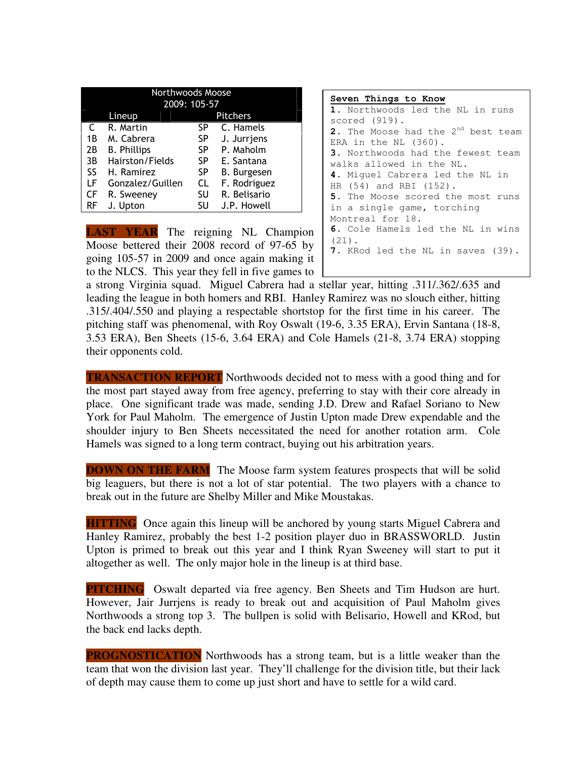| Northwoods Moose 2009: 105-57 | | | |
|---|---|---|---|
| Lineup | | Pitchers | |
| C | R. Martin | SP | C. Hamels |
| 1B | M. Cabrera | SP | J. Jurrjens |
| 2B | B. Phillips | SP | P. Maholm |
| 3B | Hairston/Fields | SP | E. Santana |
| SS | H. Ramirez | SP | B. Burgesen |
| LF | Gonzalez/Guillen | CL | F. Rodriguez |
| CF | R. Sweeney | SU | R. Belisario |
| RF | J. Upton | SU | J.P. Howell |

**Seven Things to Know**

1. Northwoods led the NL in runs scored (919).
2. The Moose had the 2nd best team ERA in the NL (360).
3. Northwoods had the fewest team walks allowed in the NL.
4. Miguel Cabrera led the NL in HR (54) and RBI (152).
5. The Moose scored the most runs in a single game, torching Montreal for 18.
6. Cole Hamels led the NL in wins (21).
7. KRod led the NL in saves (39).

**LAST YEAR** The reigning NL Champion Moose bettered their 2008 record of 97-65 by going 105-57 in 2009 and once again making it to the NLCS. This year they fell in five games to a strong Virginia squad. Miguel Cabrera had a stellar year, hitting .311/.362/.635 and leading the league in both homers and RBI. Hanley Ramirez was no slouch either, hitting .315/.404/.550 and playing a respectable shortstop for the first time in his career. The pitching staff was phenomenal, with Roy Oswalt (19-6, 3.35 ERA), Ervin Santana (18-8, 3.53 ERA), Ben Sheets (15-6, 3.64 ERA) and Cole Hamels (21-8, 3.74 ERA) stopping their opponents cold.

**TRANSACTION REPORT** Northwoods decided not to mess with a good thing and for the most part stayed away from free agency, preferring to stay with their core already in place. One significant trade was made, sending J.D. Drew and Rafael Soriano to New York for Paul Maholm. The emergence of Justin Upton made Drew expendable and the shoulder injury to Ben Sheets necessitated the need for another rotation arm. Cole Hamels was signed to a long term contract, buying out his arbitration years.

**DOWN ON THE FARM** The Moose farm system features prospects that will be solid big leaguers, but there is not a lot of star potential. The two players with a chance to break out in the future are Shelby Miller and Mike Moustakas.

**HITTING** Once again this lineup will be anchored by young starts Miguel Cabrera and Hanley Ramirez, probably the best 1-2 position player duo in BRASSWORLD. Justin Upton is primed to break out this year and I think Ryan Sweeney will start to put it altogether as well. The only major hole in the lineup is at third base.

**PITCHING** Oswalt departed via free agency. Ben Sheets and Tim Hudson are hurt. However, Jair Jurrjens is ready to break out and acquisition of Paul Maholm gives Northwoods a strong top 3. The bullpen is solid with Belisario, Howell and KRod, but the back end lacks depth.

**PROGNOSTICATION** Northwoods has a strong team, but is a little weaker than the team that won the division last year. They'll challenge for the division title, but their lack of depth may cause them to come up just short and have to settle for a wild card.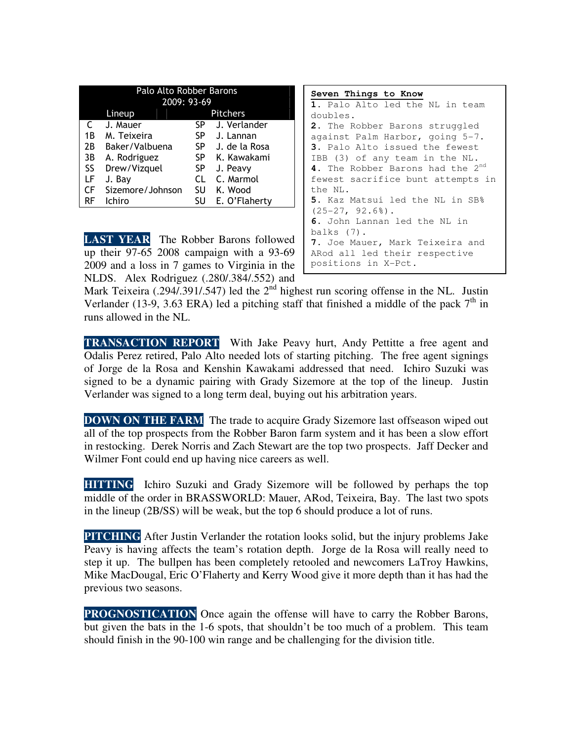| Palo Alto Robber Barons | | | |
|---|---|---|---|
| 2009: 93-69 | | | |
| Lineup | | Pitchers | |
| C | J. Mauer | SP | J. Verlander |
| 1B | M. Teixeira | SP | J. Lannan |
| 2B | Baker/Valbuena | SP | J. de la Rosa |
| 3B | A. Rodriguez | SP | K. Kawakami |
| SS | Drew/Vizquel | SP | J. Peavy |
| LF | J. Bay | CL | C. Marmol |
| CF | Sizemore/Johnson | SU | K. Wood |
| RF | Ichiro | SU | E. O'Flaherty |

**Seven Things to Know**

**1.** Palo Alto led the NL in team doubles.

**2.** The Robber Barons struggled against Palm Harbor, going 5-7.

**3.** Palo Alto issued the fewest IBB (3) of any team in the NL.

**4.** The Robber Barons had the 2nd fewest sacrifice bunt attempts in the NL.

**5.** Kaz Matsui led the NL in SB% (25-27, 92.6%).

**6.** John Lannan led the NL in balks (7).

**7.** Joe Mauer, Mark Teixeira and ARod all led their respective positions in X-Pct.

**LAST YEAR** The Robber Barons followed up their 97-65 2008 campaign with a 93-69 2009 and a loss in 7 games to Virginia in the NLDS. Alex Rodriguez (.280/.384/.552) and Mark Teixeira (.294/.391/.547) led the 2nd highest run scoring offense in the NL. Justin Verlander (13-9, 3.63 ERA) led a pitching staff that finished a middle of the pack 7th in runs allowed in the NL.

**TRANSACTION REPORT** With Jake Peavy hurt, Andy Pettitte a free agent and Odalis Perez retired, Palo Alto needed lots of starting pitching. The free agent signings of Jorge de la Rosa and Kenshin Kawakami addressed that need. Ichiro Suzuki was signed to be a dynamic pairing with Grady Sizemore at the top of the lineup. Justin Verlander was signed to a long term deal, buying out his arbitration years.

**DOWN ON THE FARM** The trade to acquire Grady Sizemore last offseason wiped out all of the top prospects from the Robber Baron farm system and it has been a slow effort in restocking. Derek Norris and Zach Stewart are the top two prospects. Jaff Decker and Wilmer Font could end up having nice careers as well.

**HITTING** Ichiro Suzuki and Grady Sizemore will be followed by perhaps the top middle of the order in BRASSWORLD: Mauer, ARod, Teixeira, Bay. The last two spots in the lineup (2B/SS) will be weak, but the top 6 should produce a lot of runs.

**PITCHING** After Justin Verlander the rotation looks solid, but the injury problems Jake Peavy is having affects the team's rotation depth. Jorge de la Rosa will really need to step it up. The bullpen has been completely retooled and newcomers LaTroy Hawkins, Mike MacDougal, Eric O'Flaherty and Kerry Wood give it more depth than it has had the previous two seasons.

**PROGNOSTICATION** Once again the offense will have to carry the Robber Barons, but given the bats in the 1-6 spots, that shouldn't be too much of a problem. This team should finish in the 90-100 win range and be challenging for the division title.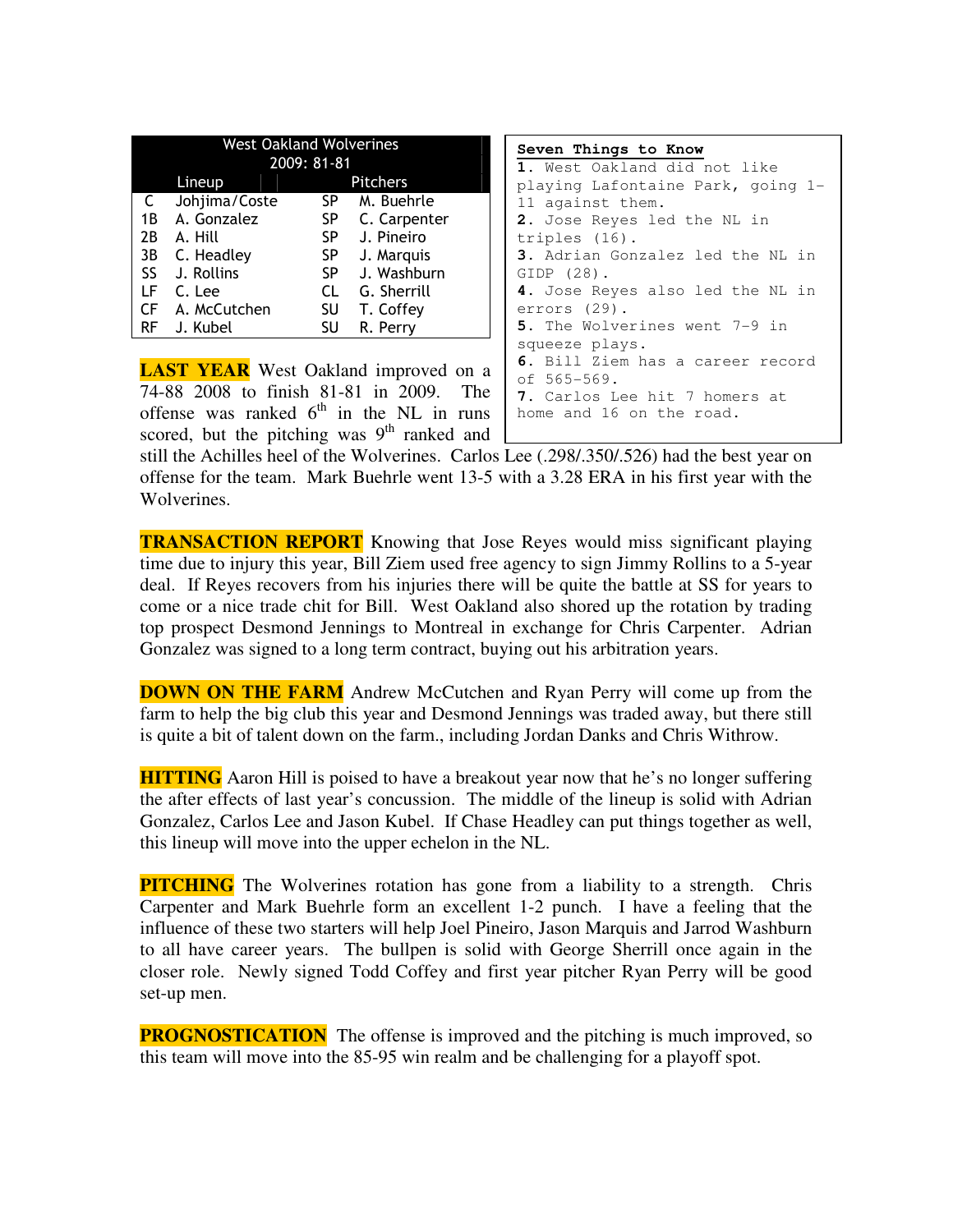| West Oakland Wolverines 2009: 81-81 | | | |
|---|---|---|---|
| Lineup | | Pitchers | |
| C | Johjima/Coste | SP | M. Buehrle |
| 1B | A. Gonzalez | SP | C. Carpenter |
| 2B | A. Hill | SP | J. Pineiro |
| 3B | C. Headley | SP | J. Marquis |
| SS | J. Rollins | SP | J. Washburn |
| LF | C. Lee | CL | G. Sherrill |
| CF | A. McCutchen | SU | T. Coffey |
| RF | J. Kubel | SU | R. Perry |

**Seven Things to Know**

1. West Oakland did not like playing Lafontaine Park, going 1-11 against them.
2. Jose Reyes led the NL in triples (16).
3. Adrian Gonzalez led the NL in GIDP (28).
4. Jose Reyes also led the NL in errors (29).
5. The Wolverines went 7-9 in squeeze plays.
6. Bill Ziem has a career record of 565-569.
7. Carlos Lee hit 7 homers at home and 16 on the road.

**LAST YEAR** West Oakland improved on a 74-88 2008 to finish 81-81 in 2009. The offense was ranked 6th in the NL in runs scored, but the pitching was 9th ranked and still the Achilles heel of the Wolverines. Carlos Lee (.298/.350/.526) had the best year on offense for the team. Mark Buehrle went 13-5 with a 3.28 ERA in his first year with the Wolverines.

**TRANSACTION REPORT** Knowing that Jose Reyes would miss significant playing time due to injury this year, Bill Ziem used free agency to sign Jimmy Rollins to a 5-year deal. If Reyes recovers from his injuries there will be quite the battle at SS for years to come or a nice trade chit for Bill. West Oakland also shored up the rotation by trading top prospect Desmond Jennings to Montreal in exchange for Chris Carpenter. Adrian Gonzalez was signed to a long term contract, buying out his arbitration years.

**DOWN ON THE FARM** Andrew McCutchen and Ryan Perry will come up from the farm to help the big club this year and Desmond Jennings was traded away, but there still is quite a bit of talent down on the farm., including Jordan Danks and Chris Withrow.

**HITTING** Aaron Hill is poised to have a breakout year now that he's no longer suffering the after effects of last year's concussion. The middle of the lineup is solid with Adrian Gonzalez, Carlos Lee and Jason Kubel. If Chase Headley can put things together as well, this lineup will move into the upper echelon in the NL.

**PITCHING** The Wolverines rotation has gone from a liability to a strength. Chris Carpenter and Mark Buehrle form an excellent 1-2 punch. I have a feeling that the influence of these two starters will help Joel Pineiro, Jason Marquis and Jarrod Washburn to all have career years. The bullpen is solid with George Sherrill once again in the closer role. Newly signed Todd Coffey and first year pitcher Ryan Perry will be good set-up men.

**PROGNOSTICATION** The offense is improved and the pitching is much improved, so this team will move into the 85-95 win realm and be challenging for a playoff spot.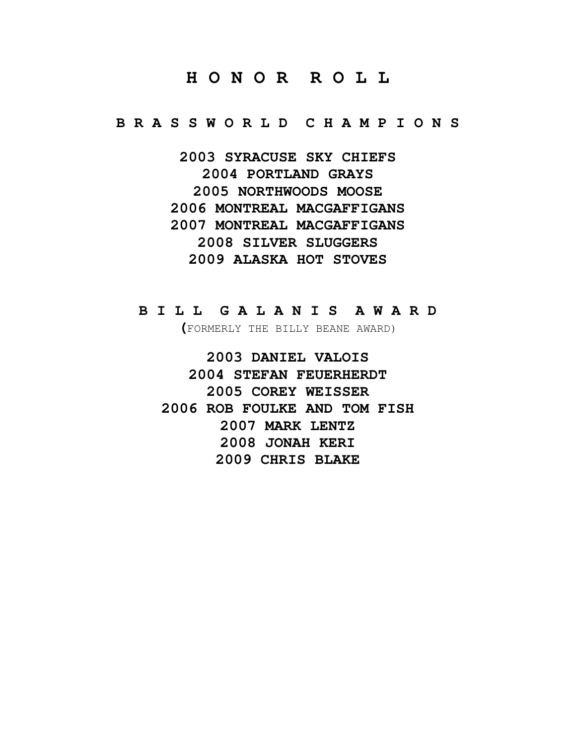# HONOR ROLL

## BRASSWORLD CHAMPIONS

**2003 SYRACUSE SKY CHIEFS**
**2004 PORTLAND GRAYS**
**2005 NORTHWOODS MOOSE**
**2006 MONTREAL MACGAFFIGANS**
**2007 MONTREAL MACGAFFIGANS**
**2008 SILVER SLUGGERS**
**2009 ALASKA HOT STOVES**

## BILL GALANIS AWARD

(FORMERLY THE BILLY BEANE AWARD)

**2003 DANIEL VALOIS**
**2004 STEFAN FEUERHERDT**
**2005 COREY WEISSER**
**2006 ROB FOULKE AND TOM FISH**
**2007 MARK LENTZ**
**2008 JONAH KERI**
**2009 CHRIS BLAKE**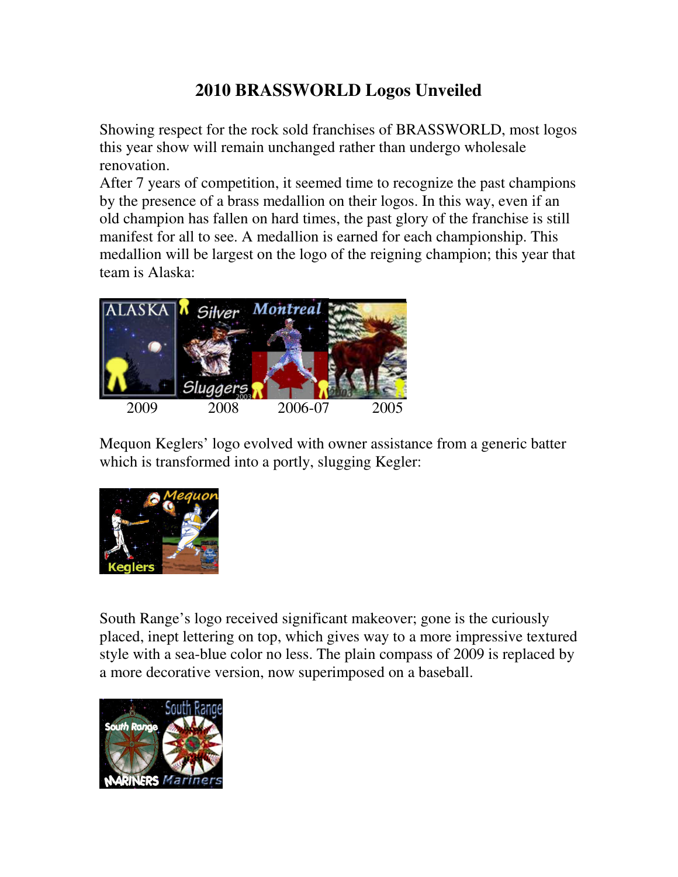# 2010 BRASSWORLD Logos Unveiled

Showing respect for the rock sold franchises of BRASSWORLD, most logos this year show will remain unchanged rather than undergo wholesale renovation.

After 7 years of competition, it seemed time to recognize the past champions by the presence of a brass medallion on their logos. In this way, even if an old champion has fallen on hard times, the past glory of the franchise is still manifest for all to see. A medallion is earned for each championship. This medallion will be largest on the logo of the reigning champion; this year that team is Alaska:

2009 2008 2006-07 2005

Mequon Keglers' logo evolved with owner assistance from a generic batter which is transformed into a portly, slugging Kegler:

South Range's logo received significant makeover; gone is the curiously placed, inept lettering on top, which gives way to a more impressive textured style with a sea-blue color no less. The plain compass of 2009 is replaced by a more decorative version, now superimposed on a baseball.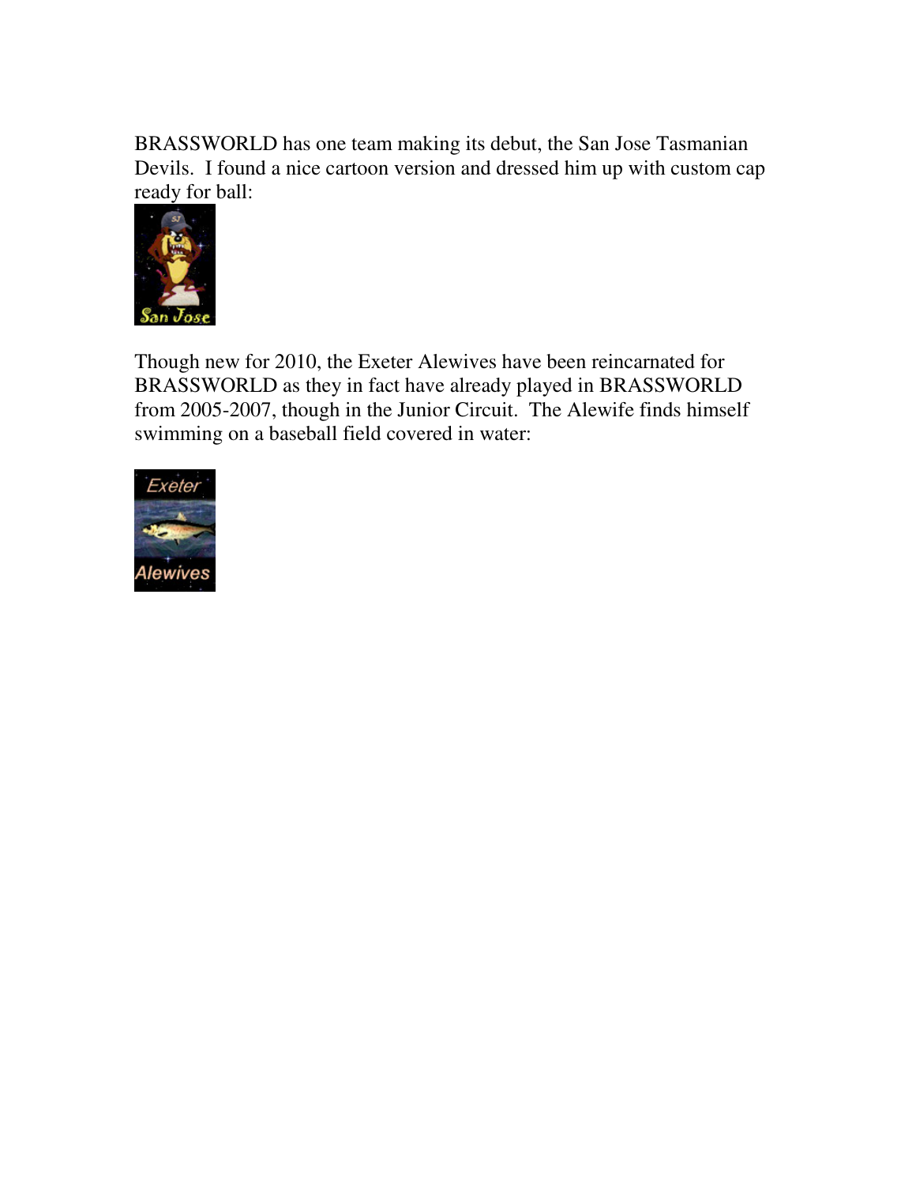BRASSWORLD has one team making its debut, the San Jose Tasmanian Devils. I found a nice cartoon version and dressed him up with custom cap ready for ball:

Though new for 2010, the Exeter Alewives have been reincarnated for BRASSWORLD as they in fact have already played in BRASSWORLD from 2005-2007, though in the Junior Circuit. The Alewife finds himself swimming on a baseball field covered in water: